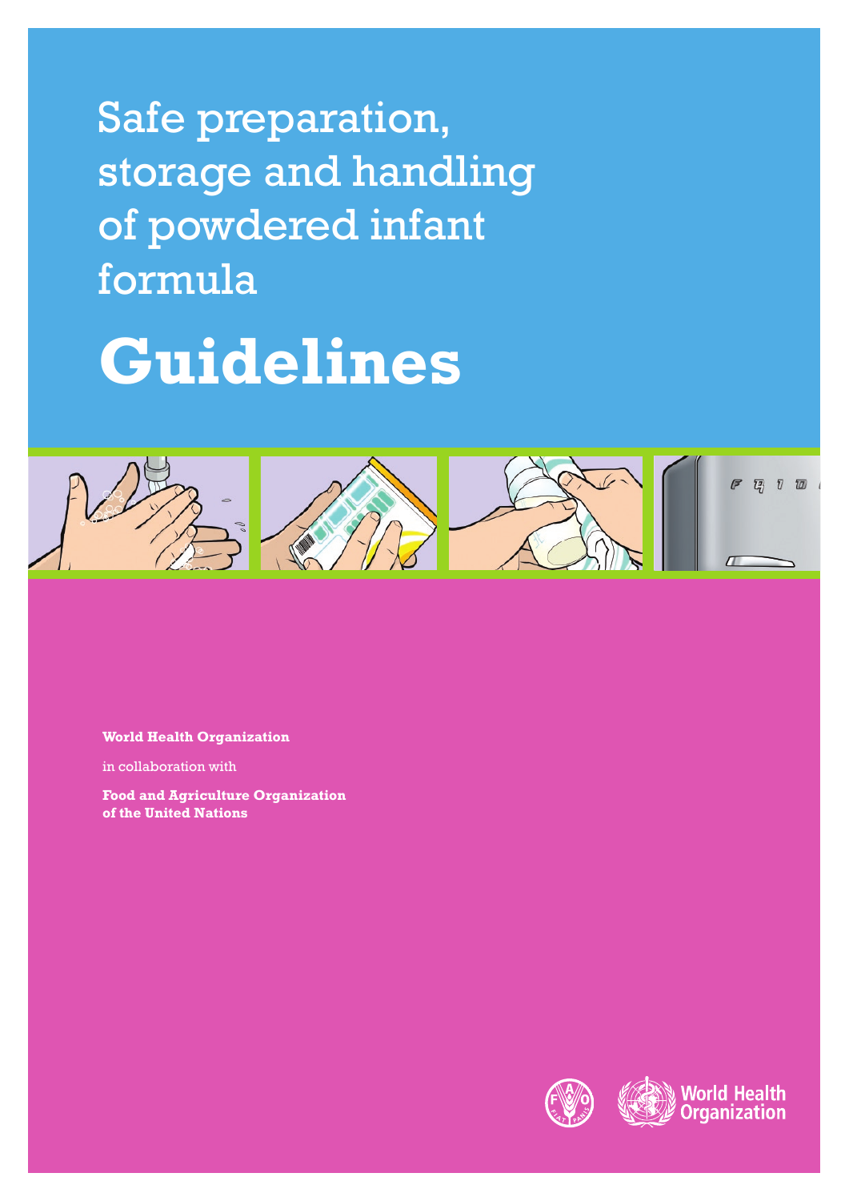# Safe preparation, storage and handling of powdered infant formula

# Guidelines

**World Health Organization**

in collaboration with

**Food and Agriculture Organization of the United Nations**

World Health Organization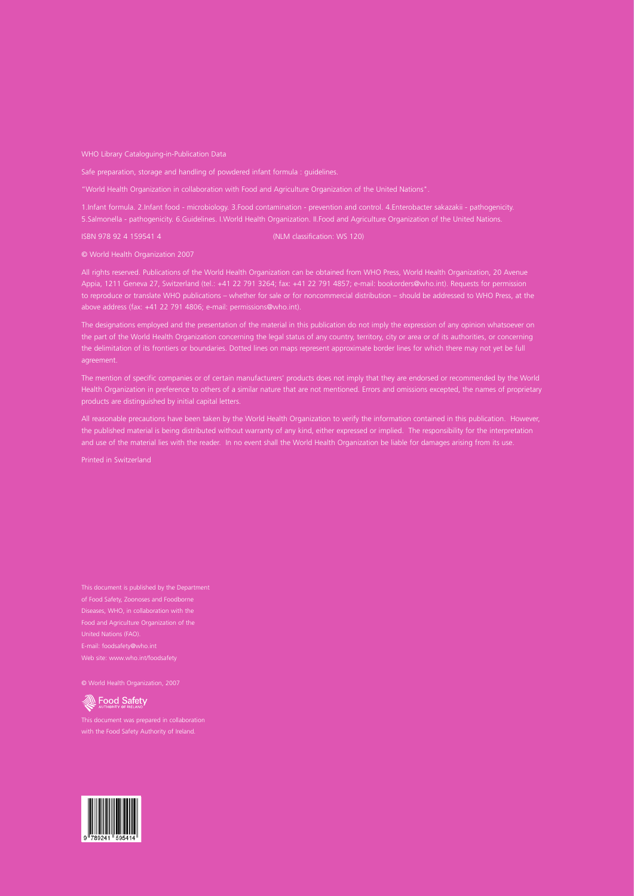WHO Library Cataloguing-in-Publication Data

Safe preparation, storage and handling of powdered infant formula : guidelines.

"World Health Organization in collaboration with Food and Agriculture Organization of the United Nations".

1.Infant formula. 2.Infant food - microbiology. 3.Food contamination - prevention and control. 4.Enterobacter sakazakii - pathogenicity. 5.Salmonella - pathogenicity. 6.Guidelines. I.World Health Organization. II.Food and Agriculture Organization of the United Nations.

ISBN 978 92 4 159541 4 (NLM classification: WS 120)

© World Health Organization 2007

All rights reserved. Publications of the World Health Organization can be obtained from WHO Press, World Health Organization, 20 Avenue Appia, 1211 Geneva 27, Switzerland (tel.: +41 22 791 3264; fax: +41 22 791 4857; e-mail: bookorders@who.int). Requests for permission to reproduce or translate WHO publications – whether for sale or for noncommercial distribution – should be addressed to WHO Press, at the above address (fax: +41 22 791 4806; e-mail: permissions@who.int).

The designations employed and the presentation of the material in this publication do not imply the expression of any opinion whatsoever on the part of the World Health Organization concerning the legal status of any country, territory, city or area or of its authorities, or concerning the delimitation of its frontiers or boundaries. Dotted lines on maps represent approximate border lines for which there may not yet be full agreement.

The mention of specific companies or of certain manufacturers' products does not imply that they are endorsed or recommended by the World Health Organization in preference to others of a similar nature that are not mentioned. Errors and omissions excepted, the names of proprietary products are distinguished by initial capital letters.

All reasonable precautions have been taken by the World Health Organization to verify the information contained in this publication. However, the published material is being distributed without warranty of any kind, either expressed or implied. The responsibility for the interpretation and use of the material lies with the reader. In no event shall the World Health Organization be liable for damages arising from its use.

Printed in Switzerland

This document is published by the Department of Food Safety, Zoonoses and Foodborne Diseases, WHO, in collaboration with the Food and Agriculture Organization of the United Nations (FAO).
E-mail: foodsafety@who.int
Web site: www.who.int/foodsafety

© World Health Organization, 2007

Food Safety
AUTHORITY OF IRELAND

This document was prepared in collaboration with the Food Safety Authority of Ireland.

9 789241 595414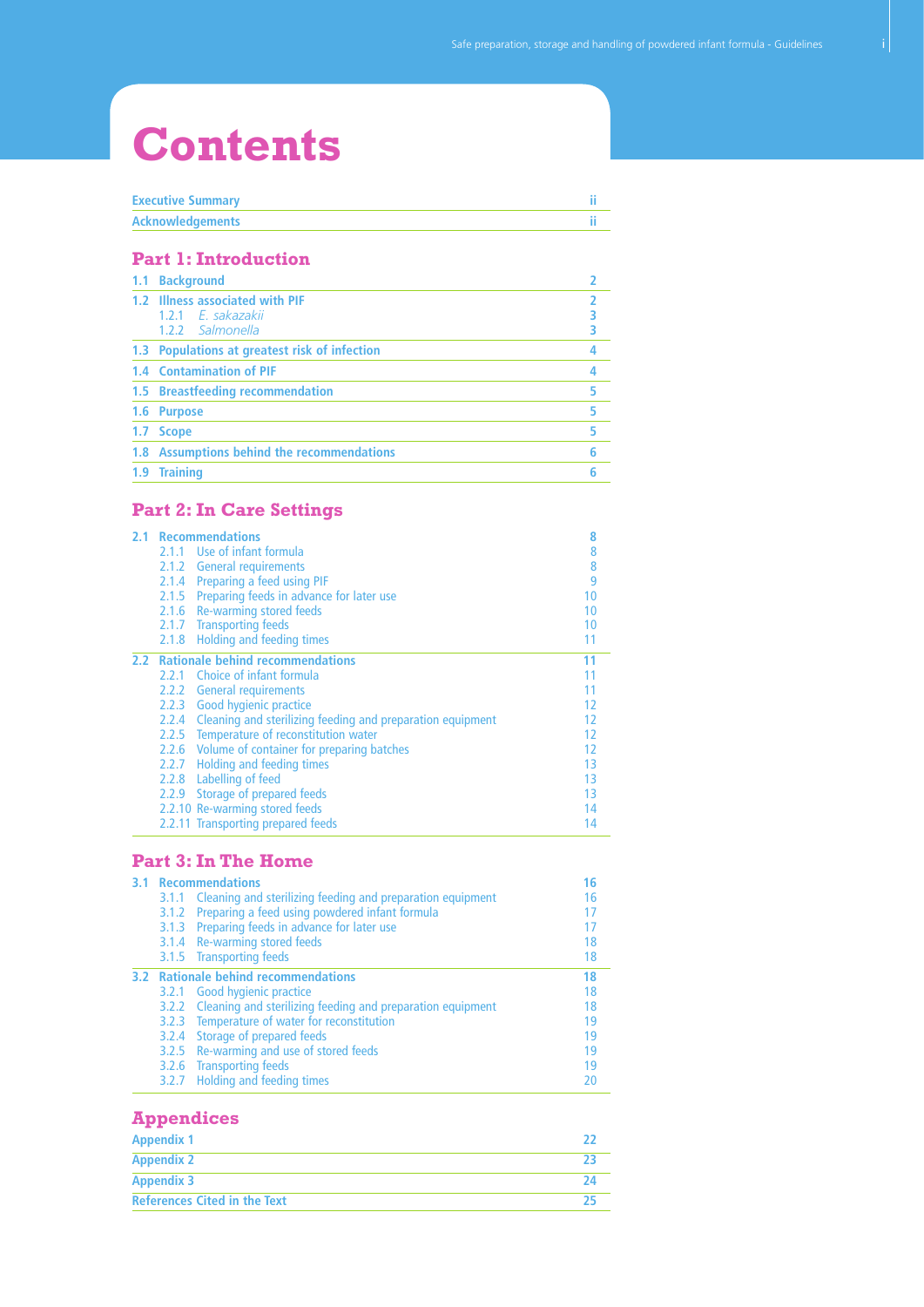# Contents

| | |
|---|---|
| **Executive Summary** | ii |
| **Acknowledgements** | ii |

## Part 1: Introduction

| | |
|---|---|
| **1.1 Background** | 2 |
| **1.2 Illness associated with PIF** | 2 |
| 1.2.1 *E. sakazakii* | 3 |
| 1.2.2 *Salmonella* | 3 |
| **1.3 Populations at greatest risk of infection** | 4 |
| **1.4 Contamination of PIF** | 4 |
| **1.5 Breastfeeding recommendation** | 5 |
| **1.6 Purpose** | 5 |
| **1.7 Scope** | 5 |
| **1.8 Assumptions behind the recommendations** | 6 |
| **1.9 Training** | 6 |

## Part 2: In Care Settings

| | |
|---|---|
| **2.1 Recommendations** | 8 |
| 2.1.1 Use of infant formula | 8 |
| 2.1.2 General requirements | 8 |
| 2.1.4 Preparing a feed using PIF | 9 |
| 2.1.5 Preparing feeds in advance for later use | 10 |
| 2.1.6 Re-warming stored feeds | 10 |
| 2.1.7 Transporting feeds | 10 |
| 2.1.8 Holding and feeding times | 11 |
| **2.2 Rationale behind recommendations** | 11 |
| 2.2.1 Choice of infant formula | 11 |
| 2.2.2 General requirements | 11 |
| 2.2.3 Good hygienic practice | 12 |
| 2.2.4 Cleaning and sterilizing feeding and preparation equipment | 12 |
| 2.2.5 Temperature of reconstitution water | 12 |
| 2.2.6 Volume of container for preparing batches | 12 |
| 2.2.7 Holding and feeding times | 13 |
| 2.2.8 Labelling of feed | 13 |
| 2.2.9 Storage of prepared feeds | 13 |
| 2.2.10 Re-warming stored feeds | 14 |
| 2.2.11 Transporting prepared feeds | 14 |

## Part 3: In The Home

| | |
|---|---|
| **3.1 Recommendations** | 16 |
| 3.1.1 Cleaning and sterilizing feeding and preparation equipment | 16 |
| 3.1.2 Preparing a feed using powdered infant formula | 17 |
| 3.1.3 Preparing feeds in advance for later use | 17 |
| 3.1.4 Re-warming stored feeds | 18 |
| 3.1.5 Transporting feeds | 18 |
| **3.2 Rationale behind recommendations** | 18 |
| 3.2.1 Good hygienic practice | 18 |
| 3.2.2 Cleaning and sterilizing feeding and preparation equipment | 18 |
| 3.2.3 Temperature of water for reconstitution | 19 |
| 3.2.4 Storage of prepared feeds | 19 |
| 3.2.5 Re-warming and use of stored feeds | 19 |
| 3.2.6 Transporting feeds | 19 |
| 3.2.7 Holding and feeding times | 20 |

## Appendices

| | |
|---|---|
| **Appendix 1** | 22 |
| **Appendix 2** | 23 |
| **Appendix 3** | 24 |
| **References Cited in the Text** | 25 |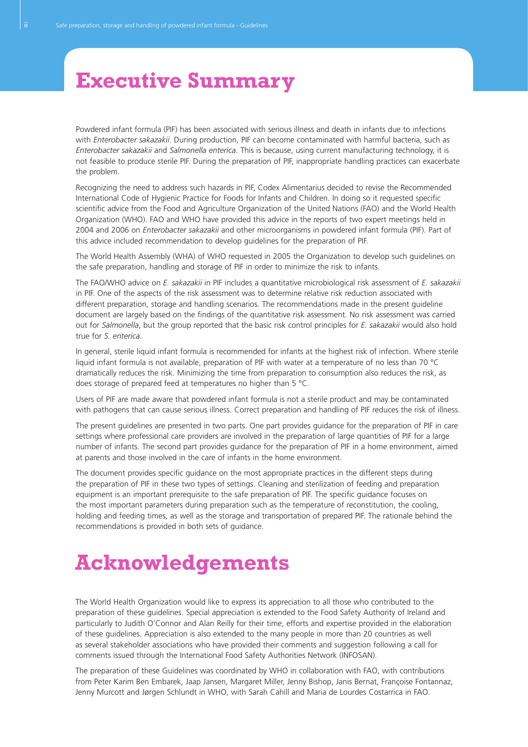# Executive Summary

Powdered infant formula (PIF) has been associated with serious illness and death in infants due to infections with *Enterobacter sakazakii*. During production, PIF can become contaminated with harmful bacteria, such as *Enterobacter sakazakii* and *Salmonella enterica*. This is because, using current manufacturing technology, it is not feasible to produce sterile PIF. During the preparation of PIF, inappropriate handling practices can exacerbate the problem.

Recognizing the need to address such hazards in PIF, Codex Alimentarius decided to revise the Recommended International Code of Hygienic Practice for Foods for Infants and Children. In doing so it requested specific scientific advice from the Food and Agriculture Organization of the United Nations (FAO) and the World Health Organization (WHO). FAO and WHO have provided this advice in the reports of two expert meetings held in 2004 and 2006 on *Enterobacter sakazakii* and other microorganisms in powdered infant formula (PIF). Part of this advice included recommendation to develop guidelines for the preparation of PIF.

The World Health Assembly (WHA) of WHO requested in 2005 the Organization to develop such guidelines on the safe preparation, handling and storage of PIF in order to minimize the risk to infants.

The FAO/WHO advice on *E. sakazakii* in PIF includes a quantitative microbiological risk assessment of *E. sakazakii* in PIF. One of the aspects of the risk assessment was to determine relative risk reduction associated with different preparation, storage and handling scenarios. The recommendations made in the present guideline document are largely based on the findings of the quantitative risk assessment. No risk assessment was carried out for *Salmonella*, but the group reported that the basic risk control principles for *E. sakazakii* would also hold true for *S. enterica*.

In general, sterile liquid infant formula is recommended for infants at the highest risk of infection. Where sterile liquid infant formula is not available, preparation of PIF with water at a temperature of no less than 70 °C dramatically reduces the risk. Minimizing the time from preparation to consumption also reduces the risk, as does storage of prepared feed at temperatures no higher than 5 °C.

Users of PIF are made aware that powdered infant formula is not a sterile product and may be contaminated with pathogens that can cause serious illness. Correct preparation and handling of PIF reduces the risk of illness.

The present guidelines are presented in two parts. One part provides guidance for the preparation of PIF in care settings where professional care providers are involved in the preparation of large quantities of PIF for a large number of infants. The second part provides guidance for the preparation of PIF in a home environment, aimed at parents and those involved in the care of infants in the home environment.

The document provides specific guidance on the most appropriate practices in the different steps during the preparation of PIF in these two types of settings. Cleaning and sterilization of feeding and preparation equipment is an important prerequisite to the safe preparation of PIF. The specific guidance focuses on the most important parameters during preparation such as the temperature of reconstitution, the cooling, holding and feeding times, as well as the storage and transportation of prepared PIF. The rationale behind the recommendations is provided in both sets of guidance.

# Acknowledgements

The World Health Organization would like to express its appreciation to all those who contributed to the preparation of these guidelines. Special appreciation is extended to the Food Safety Authority of Ireland and particularly to Judith O'Connor and Alan Reilly for their time, efforts and expertise provided in the elaboration of these guidelines. Appreciation is also extended to the many people in more than 20 countries as well as several stakeholder associations who have provided their comments and suggestion following a call for comments issued through the International Food Safety Authorities Network (INFOSAN).

The preparation of these Guidelines was coordinated by WHO in collaboration with FAO, with contributions from Peter Karim Ben Embarek, Jaap Jansen, Margaret Miller, Jenny Bishop, Janis Bernat, Françoise Fontannaz, Jenny Murcott and Jørgen Schlundt in WHO, with Sarah Cahill and Maria de Lourdes Costarrica in FAO.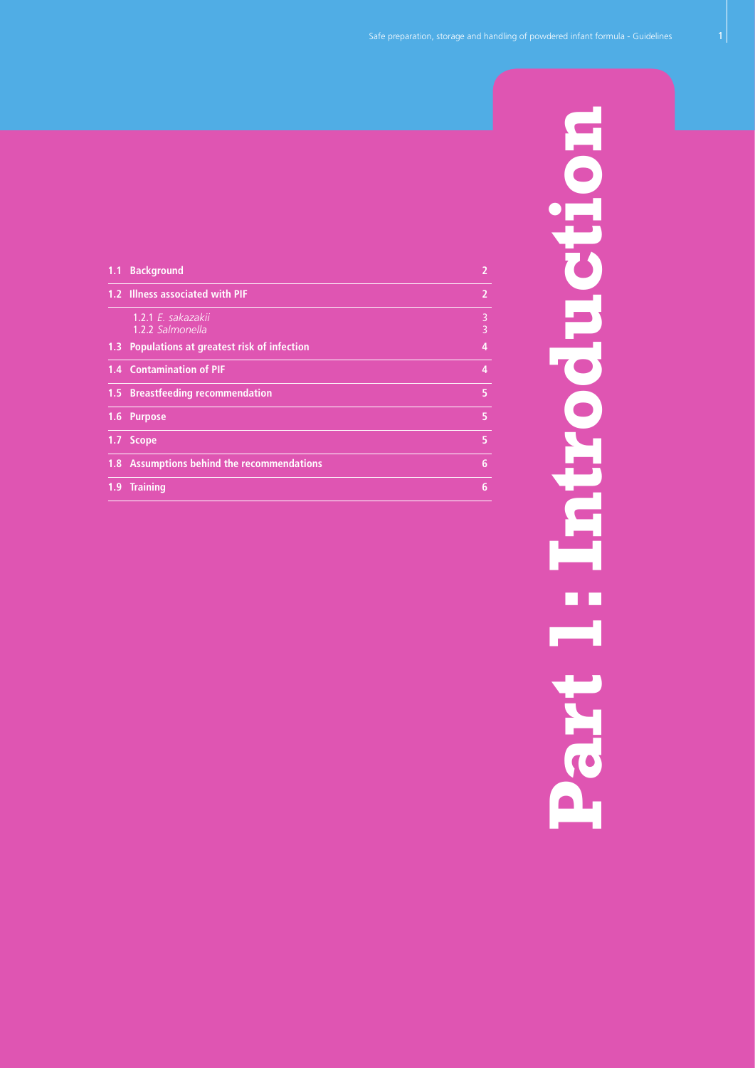# Part 1: Introduction

| | | |
|---|---|---|
| 1.1 | **Background** | 2 |
| 1.2 | **Illness associated with PIF** | 2 |
| | 1.2.1 *E. sakazakii* | 3 |
| | 1.2.2 *Salmonella* | 3 |
| 1.3 | **Populations at greatest risk of infection** | 4 |
| 1.4 | **Contamination of PIF** | 4 |
| 1.5 | **Breastfeeding recommendation** | 5 |
| 1.6 | **Purpose** | 5 |
| 1.7 | **Scope** | 5 |
| 1.8 | **Assumptions behind the recommendations** | 6 |
| 1.9 | **Training** | 6 |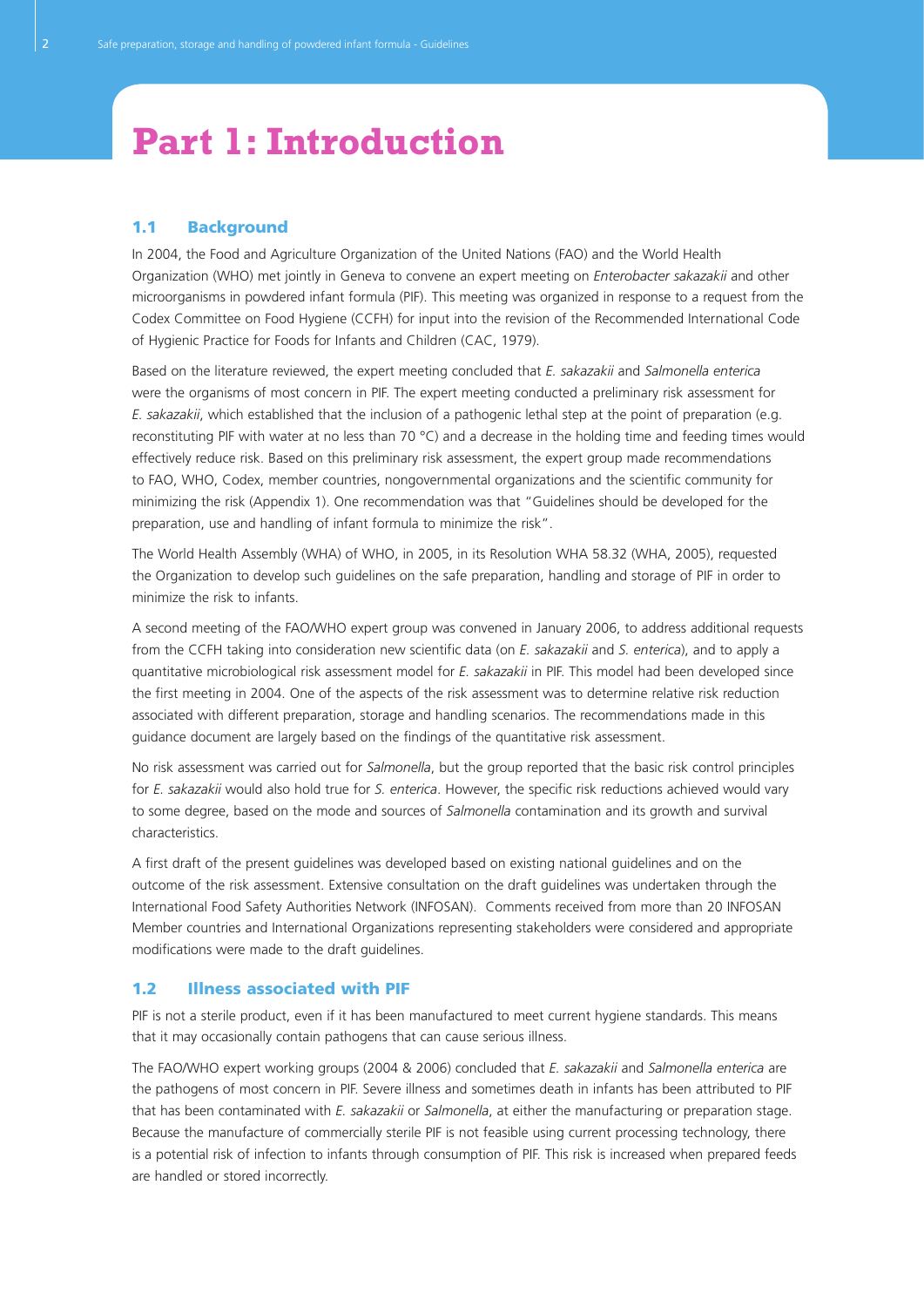# Part 1: Introduction

## 1.1 Background

In 2004, the Food and Agriculture Organization of the United Nations (FAO) and the World Health Organization (WHO) met jointly in Geneva to convene an expert meeting on *Enterobacter sakazakii* and other microorganisms in powdered infant formula (PIF). This meeting was organized in response to a request from the Codex Committee on Food Hygiene (CCFH) for input into the revision of the Recommended International Code of Hygienic Practice for Foods for Infants and Children (CAC, 1979).

Based on the literature reviewed, the expert meeting concluded that *E. sakazakii* and *Salmonella enterica* were the organisms of most concern in PIF. The expert meeting conducted a preliminary risk assessment for *E. sakazakii*, which established that the inclusion of a pathogenic lethal step at the point of preparation (e.g. reconstituting PIF with water at no less than 70 °C) and a decrease in the holding time and feeding times would effectively reduce risk. Based on this preliminary risk assessment, the expert group made recommendations to FAO, WHO, Codex, member countries, nongovernmental organizations and the scientific community for minimizing the risk (Appendix 1). One recommendation was that "Guidelines should be developed for the preparation, use and handling of infant formula to minimize the risk".

The World Health Assembly (WHA) of WHO, in 2005, in its Resolution WHA 58.32 (WHA, 2005), requested the Organization to develop such guidelines on the safe preparation, handling and storage of PIF in order to minimize the risk to infants.

A second meeting of the FAO/WHO expert group was convened in January 2006, to address additional requests from the CCFH taking into consideration new scientific data (on *E. sakazakii* and *S. enterica*), and to apply a quantitative microbiological risk assessment model for *E. sakazakii* in PIF. This model had been developed since the first meeting in 2004. One of the aspects of the risk assessment was to determine relative risk reduction associated with different preparation, storage and handling scenarios. The recommendations made in this guidance document are largely based on the findings of the quantitative risk assessment.

No risk assessment was carried out for *Salmonella*, but the group reported that the basic risk control principles for *E. sakazakii* would also hold true for *S. enterica*. However, the specific risk reductions achieved would vary to some degree, based on the mode and sources of *Salmonella* contamination and its growth and survival characteristics.

A first draft of the present guidelines was developed based on existing national guidelines and on the outcome of the risk assessment. Extensive consultation on the draft guidelines was undertaken through the International Food Safety Authorities Network (INFOSAN). Comments received from more than 20 INFOSAN Member countries and International Organizations representing stakeholders were considered and appropriate modifications were made to the draft guidelines.

## 1.2 Illness associated with PIF

PIF is not a sterile product, even if it has been manufactured to meet current hygiene standards. This means that it may occasionally contain pathogens that can cause serious illness.

The FAO/WHO expert working groups (2004 & 2006) concluded that *E. sakazakii* and *Salmonella enterica* are the pathogens of most concern in PIF. Severe illness and sometimes death in infants has been attributed to PIF that has been contaminated with *E. sakazakii* or *Salmonella*, at either the manufacturing or preparation stage. Because the manufacture of commercially sterile PIF is not feasible using current processing technology, there is a potential risk of infection to infants through consumption of PIF. This risk is increased when prepared feeds are handled or stored incorrectly.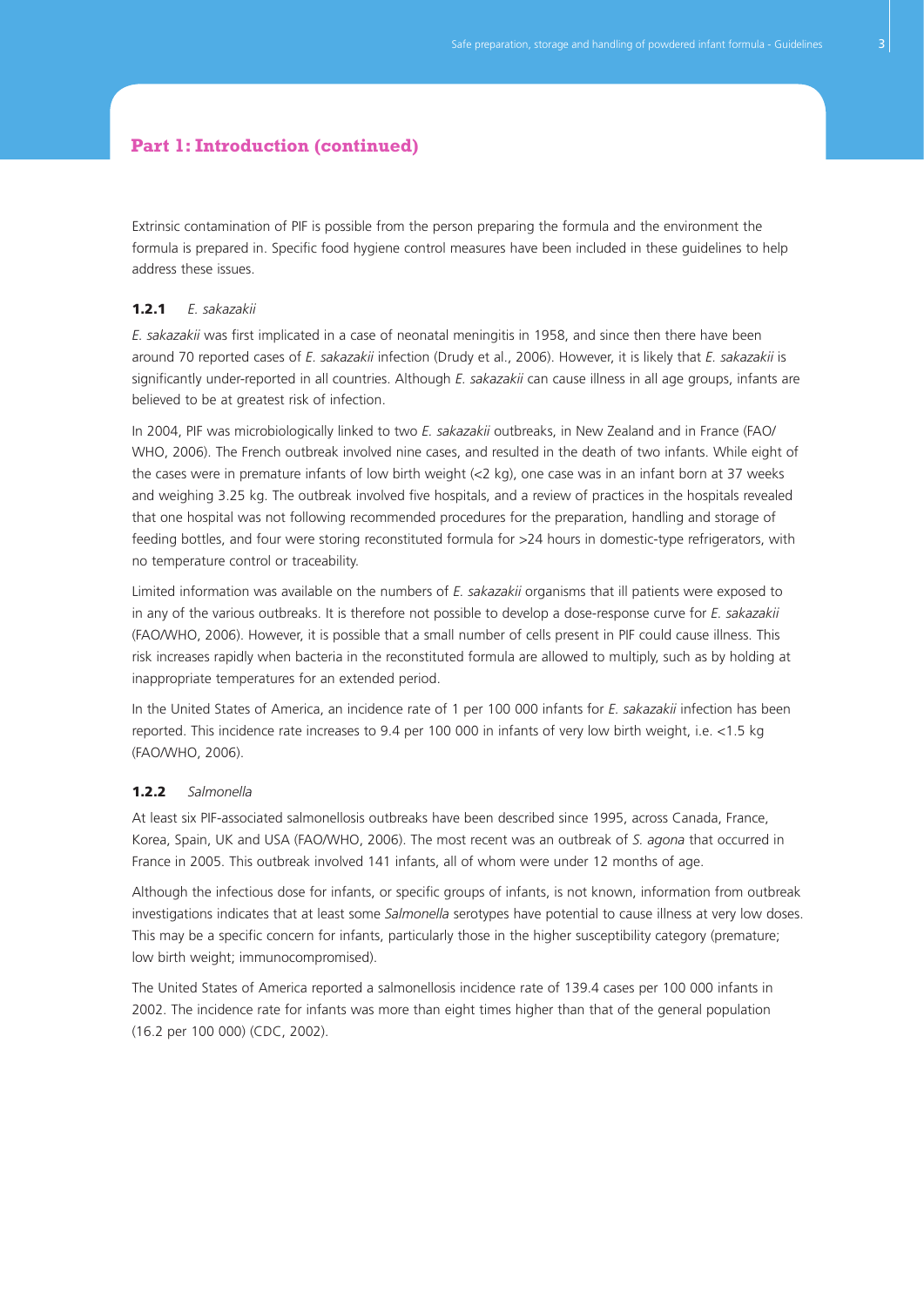## Part 1: Introduction (continued)

Extrinsic contamination of PIF is possible from the person preparing the formula and the environment the formula is prepared in. Specific food hygiene control measures have been included in these guidelines to help address these issues.

### 1.2.1 *E. sakazakii*

*E. sakazakii* was first implicated in a case of neonatal meningitis in 1958, and since then there have been around 70 reported cases of *E. sakazakii* infection (Drudy et al., 2006). However, it is likely that *E. sakazakii* is significantly under-reported in all countries. Although *E. sakazakii* can cause illness in all age groups, infants are believed to be at greatest risk of infection.

In 2004, PIF was microbiologically linked to two *E. sakazakii* outbreaks, in New Zealand and in France (FAO/WHO, 2006). The French outbreak involved nine cases, and resulted in the death of two infants. While eight of the cases were in premature infants of low birth weight (<2 kg), one case was in an infant born at 37 weeks and weighing 3.25 kg. The outbreak involved five hospitals, and a review of practices in the hospitals revealed that one hospital was not following recommended procedures for the preparation, handling and storage of feeding bottles, and four were storing reconstituted formula for >24 hours in domestic-type refrigerators, with no temperature control or traceability.

Limited information was available on the numbers of *E. sakazakii* organisms that ill patients were exposed to in any of the various outbreaks. It is therefore not possible to develop a dose-response curve for *E. sakazakii* (FAO/WHO, 2006). However, it is possible that a small number of cells present in PIF could cause illness. This risk increases rapidly when bacteria in the reconstituted formula are allowed to multiply, such as by holding at inappropriate temperatures for an extended period.

In the United States of America, an incidence rate of 1 per 100 000 infants for *E. sakazakii* infection has been reported. This incidence rate increases to 9.4 per 100 000 in infants of very low birth weight, i.e. <1.5 kg (FAO/WHO, 2006).

### 1.2.2 *Salmonella*

At least six PIF-associated salmonellosis outbreaks have been described since 1995, across Canada, France, Korea, Spain, UK and USA (FAO/WHO, 2006). The most recent was an outbreak of *S. agona* that occurred in France in 2005. This outbreak involved 141 infants, all of whom were under 12 months of age.

Although the infectious dose for infants, or specific groups of infants, is not known, information from outbreak investigations indicates that at least some *Salmonella* serotypes have potential to cause illness at very low doses. This may be a specific concern for infants, particularly those in the higher susceptibility category (premature; low birth weight; immunocompromised).

The United States of America reported a salmonellosis incidence rate of 139.4 cases per 100 000 infants in 2002. The incidence rate for infants was more than eight times higher than that of the general population (16.2 per 100 000) (CDC, 2002).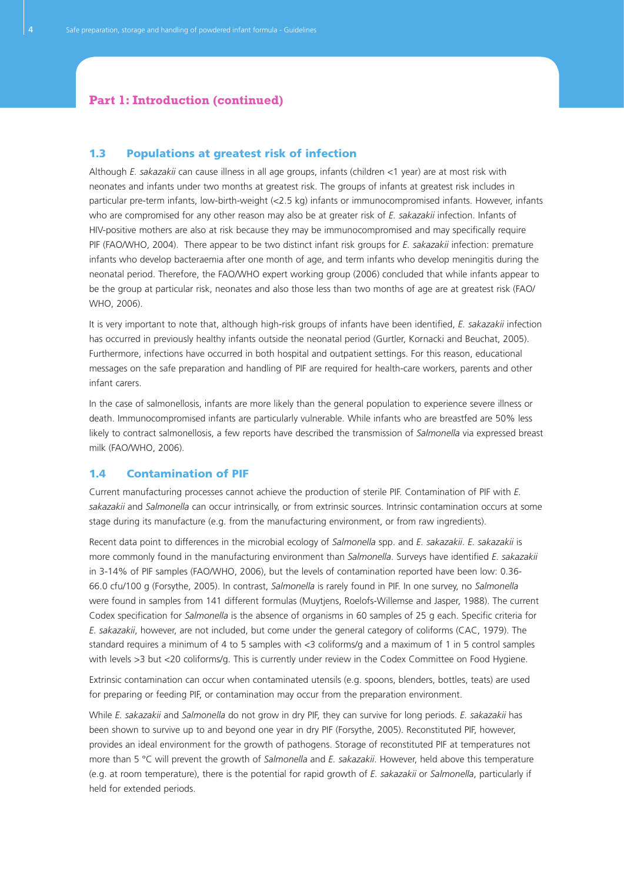## Part 1: Introduction (continued)

### 1.3 Populations at greatest risk of infection

Although *E. sakazakii* can cause illness in all age groups, infants (children <1 year) are at most risk with neonates and infants under two months at greatest risk. The groups of infants at greatest risk includes in particular pre-term infants, low-birth-weight (<2.5 kg) infants or immunocompromised infants. However, infants who are compromised for any other reason may also be at greater risk of *E. sakazakii* infection. Infants of HIV-positive mothers are also at risk because they may be immunocompromised and may specifically require PIF (FAO/WHO, 2004). There appear to be two distinct infant risk groups for *E. sakazakii* infection: premature infants who develop bacteraemia after one month of age, and term infants who develop meningitis during the neonatal period. Therefore, the FAO/WHO expert working group (2006) concluded that while infants appear to be the group at particular risk, neonates and also those less than two months of age are at greatest risk (FAO/WHO, 2006).

It is very important to note that, although high-risk groups of infants have been identified, *E. sakazakii* infection has occurred in previously healthy infants outside the neonatal period (Gurtler, Kornacki and Beuchat, 2005). Furthermore, infections have occurred in both hospital and outpatient settings. For this reason, educational messages on the safe preparation and handling of PIF are required for health-care workers, parents and other infant carers.

In the case of salmonellosis, infants are more likely than the general population to experience severe illness or death. Immunocompromised infants are particularly vulnerable. While infants who are breastfed are 50% less likely to contract salmonellosis, a few reports have described the transmission of *Salmonella* via expressed breast milk (FAO/WHO, 2006).

### 1.4 Contamination of PIF

Current manufacturing processes cannot achieve the production of sterile PIF. Contamination of PIF with *E. sakazakii* and *Salmonella* can occur intrinsically, or from extrinsic sources. Intrinsic contamination occurs at some stage during its manufacture (e.g. from the manufacturing environment, or from raw ingredients).

Recent data point to differences in the microbial ecology of *Salmonella* spp. and *E. sakazakii*. *E. sakazakii* is more commonly found in the manufacturing environment than *Salmonella*. Surveys have identified *E. sakazakii* in 3-14% of PIF samples (FAO/WHO, 2006), but the levels of contamination reported have been low: 0.36-66.0 cfu/100 g (Forsythe, 2005). In contrast, *Salmonella* is rarely found in PIF. In one survey, no *Salmonella* were found in samples from 141 different formulas (Muytjens, Roelofs-Willemse and Jasper, 1988). The current Codex specification for *Salmonella* is the absence of organisms in 60 samples of 25 g each. Specific criteria for *E. sakazakii*, however, are not included, but come under the general category of coliforms (CAC, 1979). The standard requires a minimum of 4 to 5 samples with <3 coliforms/g and a maximum of 1 in 5 control samples with levels >3 but <20 coliforms/g. This is currently under review in the Codex Committee on Food Hygiene.

Extrinsic contamination can occur when contaminated utensils (e.g. spoons, blenders, bottles, teats) are used for preparing or feeding PIF, or contamination may occur from the preparation environment.

While *E. sakazakii* and *Salmonella* do not grow in dry PIF, they can survive for long periods. *E. sakazakii* has been shown to survive up to and beyond one year in dry PIF (Forsythe, 2005). Reconstituted PIF, however, provides an ideal environment for the growth of pathogens. Storage of reconstituted PIF at temperatures not more than 5 °C will prevent the growth of *Salmonella* and *E. sakazakii*. However, held above this temperature (e.g. at room temperature), there is the potential for rapid growth of *E. sakazakii* or *Salmonella*, particularly if held for extended periods.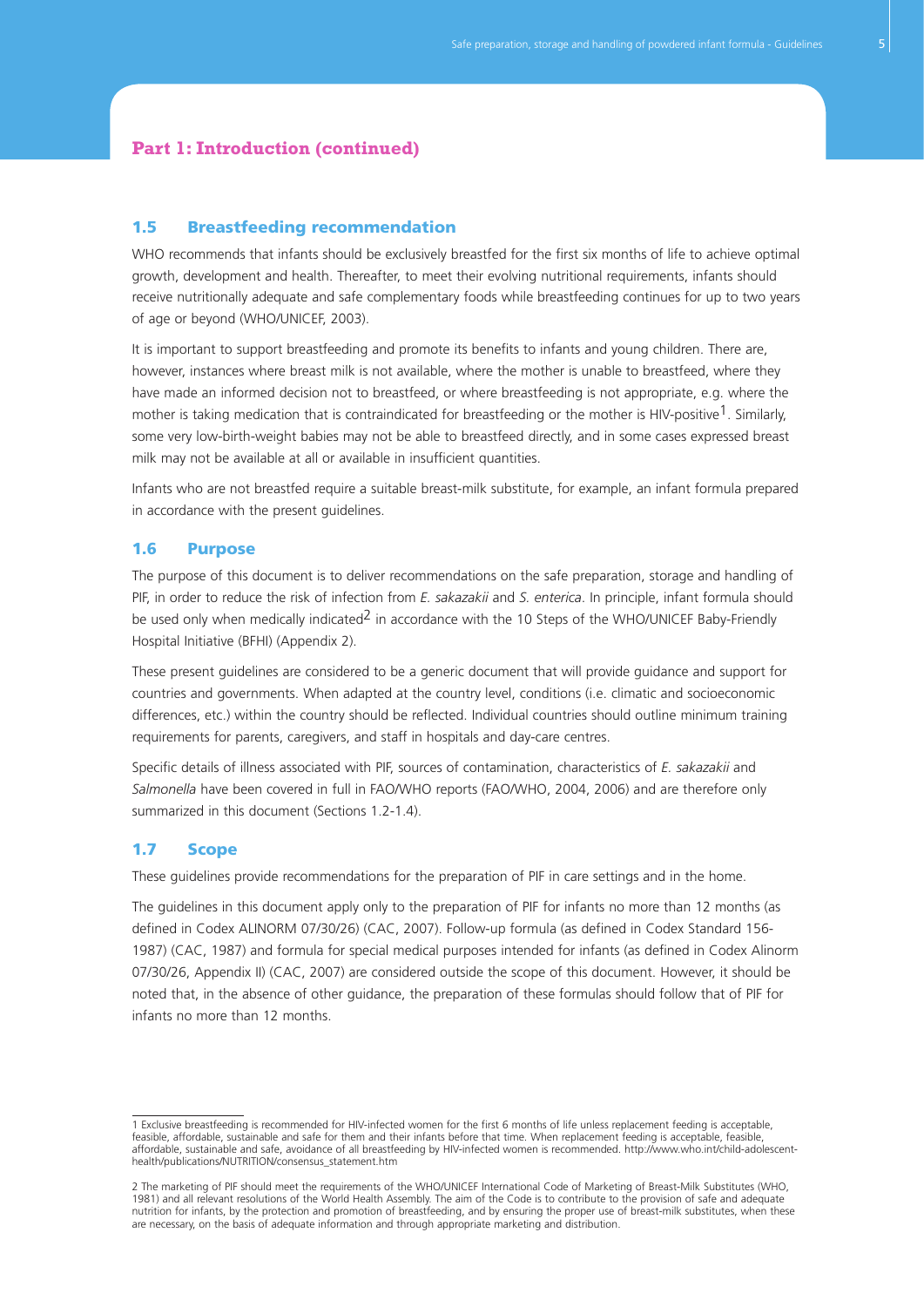## Part 1: Introduction (continued)

### 1.5 Breastfeeding recommendation

WHO recommends that infants should be exclusively breastfed for the first six months of life to achieve optimal growth, development and health. Thereafter, to meet their evolving nutritional requirements, infants should receive nutritionally adequate and safe complementary foods while breastfeeding continues for up to two years of age or beyond (WHO/UNICEF, 2003).

It is important to support breastfeeding and promote its benefits to infants and young children. There are, however, instances where breast milk is not available, where the mother is unable to breastfeed, where they have made an informed decision not to breastfeed, or where breastfeeding is not appropriate, e.g. where the mother is taking medication that is contraindicated for breastfeeding or the mother is HIV-positive[1]. Similarly, some very low-birth-weight babies may not be able to breastfeed directly, and in some cases expressed breast milk may not be available at all or available in insufficient quantities.

Infants who are not breastfed require a suitable breast-milk substitute, for example, an infant formula prepared in accordance with the present guidelines.

### 1.6 Purpose

The purpose of this document is to deliver recommendations on the safe preparation, storage and handling of PIF, in order to reduce the risk of infection from *E. sakazakii* and *S. enterica*. In principle, infant formula should be used only when medically indicated[2] in accordance with the 10 Steps of the WHO/UNICEF Baby-Friendly Hospital Initiative (BFHI) (Appendix 2).

These present guidelines are considered to be a generic document that will provide guidance and support for countries and governments. When adapted at the country level, conditions (i.e. climatic and socioeconomic differences, etc.) within the country should be reflected. Individual countries should outline minimum training requirements for parents, caregivers, and staff in hospitals and day-care centres.

Specific details of illness associated with PIF, sources of contamination, characteristics of *E. sakazakii* and *Salmonella* have been covered in full in FAO/WHO reports (FAO/WHO, 2004, 2006) and are therefore only summarized in this document (Sections 1.2-1.4).

### 1.7 Scope

These guidelines provide recommendations for the preparation of PIF in care settings and in the home.

The guidelines in this document apply only to the preparation of PIF for infants no more than 12 months (as defined in Codex ALINORM 07/30/26) (CAC, 2007). Follow-up formula (as defined in Codex Standard 156-1987) (CAC, 1987) and formula for special medical purposes intended for infants (as defined in Codex Alinorm 07/30/26, Appendix II) (CAC, 2007) are considered outside the scope of this document. However, it should be noted that, in the absence of other guidance, the preparation of these formulas should follow that of PIF for infants no more than 12 months.

---

1 Exclusive breastfeeding is recommended for HIV-infected women for the first 6 months of life unless replacement feeding is acceptable, feasible, affordable, sustainable and safe for them and their infants before that time. When replacement feeding is acceptable, feasible, affordable, sustainable and safe, avoidance of all breastfeeding by HIV-infected women is recommended. http://www.who.int/child-adolescent-health/publications/NUTRITION/consensus_statement.htm

2 The marketing of PIF should meet the requirements of the WHO/UNICEF International Code of Marketing of Breast-Milk Substitutes (WHO, 1981) and all relevant resolutions of the World Health Assembly. The aim of the Code is to contribute to the provision of safe and adequate nutrition for infants, by the protection and promotion of breastfeeding, and by ensuring the proper use of breast-milk substitutes, when these are necessary, on the basis of adequate information and through appropriate marketing and distribution.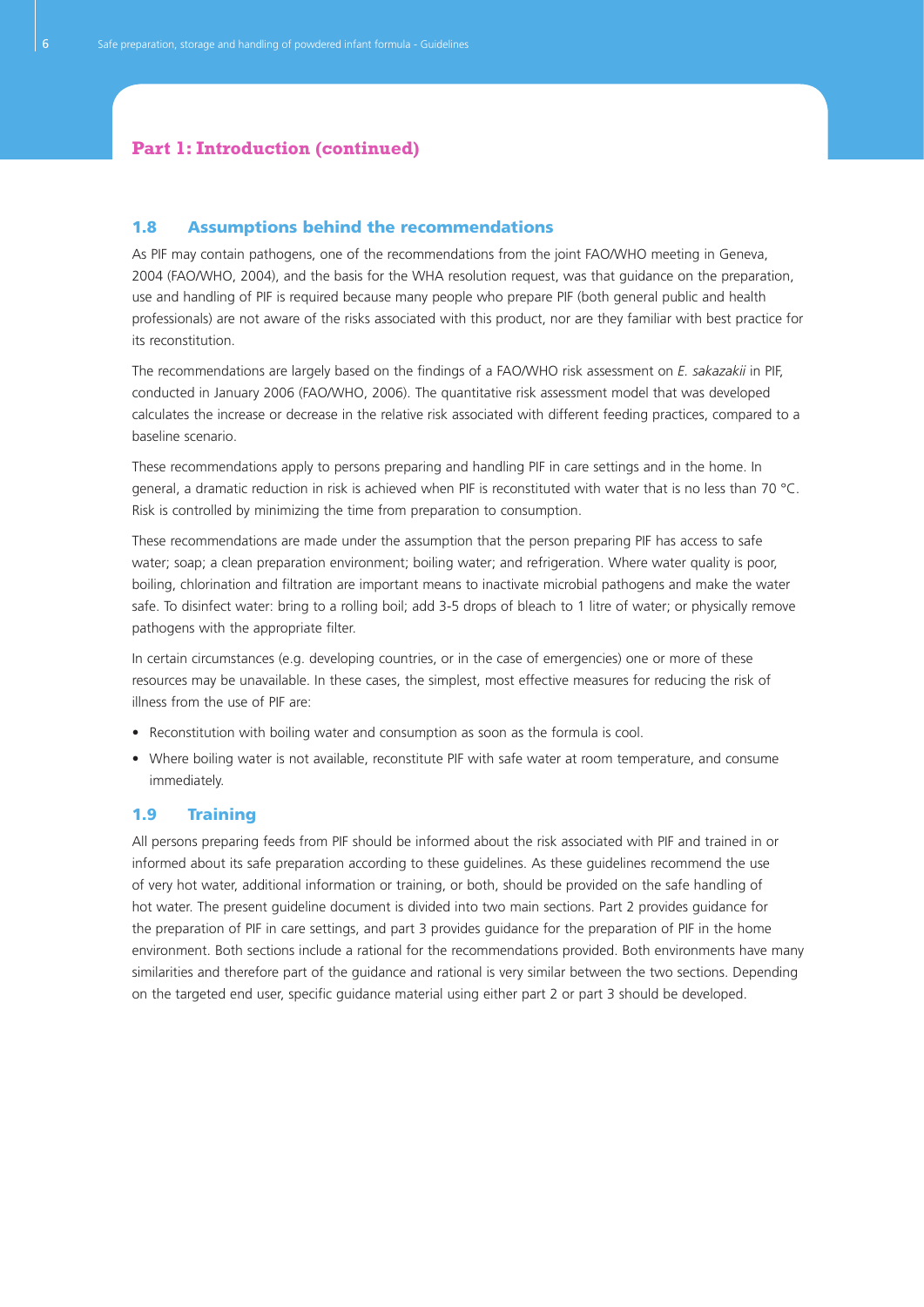## Part 1: Introduction (continued)

### 1.8 Assumptions behind the recommendations

As PIF may contain pathogens, one of the recommendations from the joint FAO/WHO meeting in Geneva, 2004 (FAO/WHO, 2004), and the basis for the WHA resolution request, was that guidance on the preparation, use and handling of PIF is required because many people who prepare PIF (both general public and health professionals) are not aware of the risks associated with this product, nor are they familiar with best practice for its reconstitution.

The recommendations are largely based on the findings of a FAO/WHO risk assessment on *E. sakazakii* in PIF, conducted in January 2006 (FAO/WHO, 2006). The quantitative risk assessment model that was developed calculates the increase or decrease in the relative risk associated with different feeding practices, compared to a baseline scenario.

These recommendations apply to persons preparing and handling PIF in care settings and in the home. In general, a dramatic reduction in risk is achieved when PIF is reconstituted with water that is no less than 70 °C. Risk is controlled by minimizing the time from preparation to consumption.

These recommendations are made under the assumption that the person preparing PIF has access to safe water; soap; a clean preparation environment; boiling water; and refrigeration. Where water quality is poor, boiling, chlorination and filtration are important means to inactivate microbial pathogens and make the water safe. To disinfect water: bring to a rolling boil; add 3-5 drops of bleach to 1 litre of water; or physically remove pathogens with the appropriate filter.

In certain circumstances (e.g. developing countries, or in the case of emergencies) one or more of these resources may be unavailable. In these cases, the simplest, most effective measures for reducing the risk of illness from the use of PIF are:

- Reconstitution with boiling water and consumption as soon as the formula is cool.
- Where boiling water is not available, reconstitute PIF with safe water at room temperature, and consume immediately.

### 1.9 Training

All persons preparing feeds from PIF should be informed about the risk associated with PIF and trained in or informed about its safe preparation according to these guidelines. As these guidelines recommend the use of very hot water, additional information or training, or both, should be provided on the safe handling of hot water. The present guideline document is divided into two main sections. Part 2 provides guidance for the preparation of PIF in care settings, and part 3 provides guidance for the preparation of PIF in the home environment. Both sections include a rational for the recommendations provided. Both environments have many similarities and therefore part of the guidance and rational is very similar between the two sections. Depending on the targeted end user, specific guidance material using either part 2 or part 3 should be developed.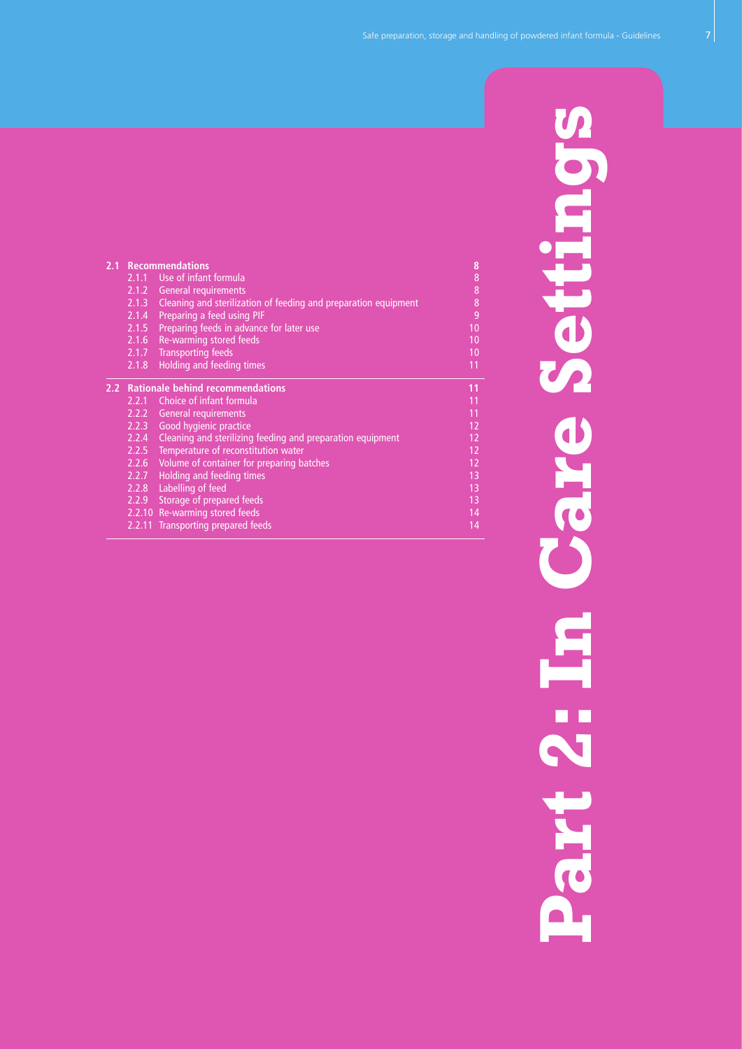# Part 2: In Care Settings

| | | | |
|---|---|---|---|
| **2.1** | **Recommendations** | | **8** |
| | 2.1.1 | Use of infant formula | 8 |
| | 2.1.2 | General requirements | 8 |
| | 2.1.3 | Cleaning and sterilization of feeding and preparation equipment | 8 |
| | 2.1.4 | Preparing a feed using PIF | 9 |
| | 2.1.5 | Preparing feeds in advance for later use | 10 |
| | 2.1.6 | Re-warming stored feeds | 10 |
| | 2.1.7 | Transporting feeds | 10 |
| | 2.1.8 | Holding and feeding times | 11 |
| **2.2** | **Rationale behind recommendations** | | **11** |
| | 2.2.1 | Choice of infant formula | 11 |
| | 2.2.2 | General requirements | 11 |
| | 2.2.3 | Good hygienic practice | 12 |
| | 2.2.4 | Cleaning and sterilizing feeding and preparation equipment | 12 |
| | 2.2.5 | Temperature of reconstitution water | 12 |
| | 2.2.6 | Volume of container for preparing batches | 12 |
| | 2.2.7 | Holding and feeding times | 13 |
| | 2.2.8 | Labelling of feed | 13 |
| | 2.2.9 | Storage of prepared feeds | 13 |
| | 2.2.10 | Re-warming stored feeds | 14 |
| | 2.2.11 | Transporting prepared feeds | 14 |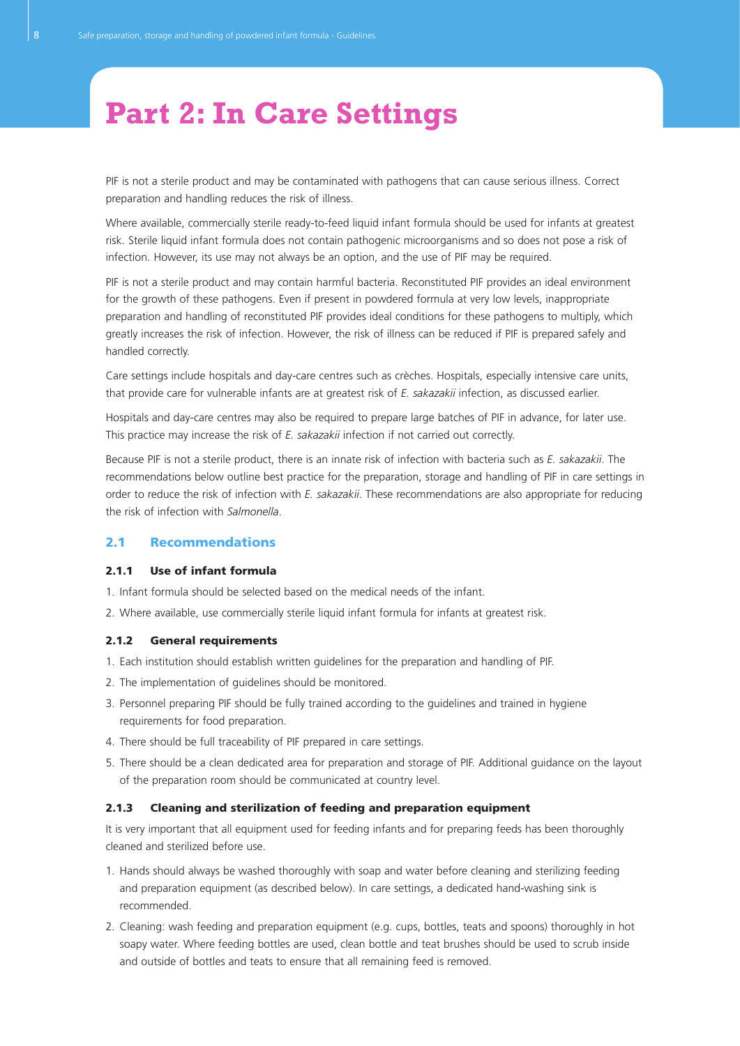# Part 2: In Care Settings

PIF is not a sterile product and may be contaminated with pathogens that can cause serious illness. Correct preparation and handling reduces the risk of illness.

Where available, commercially sterile ready-to-feed liquid infant formula should be used for infants at greatest risk. Sterile liquid infant formula does not contain pathogenic microorganisms and so does not pose a risk of infection. However, its use may not always be an option, and the use of PIF may be required.

PIF is not a sterile product and may contain harmful bacteria. Reconstituted PIF provides an ideal environment for the growth of these pathogens. Even if present in powdered formula at very low levels, inappropriate preparation and handling of reconstituted PIF provides ideal conditions for these pathogens to multiply, which greatly increases the risk of infection. However, the risk of illness can be reduced if PIF is prepared safely and handled correctly.

Care settings include hospitals and day-care centres such as crèches. Hospitals, especially intensive care units, that provide care for vulnerable infants are at greatest risk of *E. sakazakii* infection, as discussed earlier.

Hospitals and day-care centres may also be required to prepare large batches of PIF in advance, for later use. This practice may increase the risk of *E. sakazakii* infection if not carried out correctly.

Because PIF is not a sterile product, there is an innate risk of infection with bacteria such as *E. sakazakii*. The recommendations below outline best practice for the preparation, storage and handling of PIF in care settings in order to reduce the risk of infection with *E. sakazakii*. These recommendations are also appropriate for reducing the risk of infection with *Salmonella*.

## 2.1 Recommendations

### 2.1.1 Use of infant formula

1. Infant formula should be selected based on the medical needs of the infant.
2. Where available, use commercially sterile liquid infant formula for infants at greatest risk.

### 2.1.2 General requirements

1. Each institution should establish written guidelines for the preparation and handling of PIF.
2. The implementation of guidelines should be monitored.
3. Personnel preparing PIF should be fully trained according to the guidelines and trained in hygiene requirements for food preparation.
4. There should be full traceability of PIF prepared in care settings.
5. There should be a clean dedicated area for preparation and storage of PIF. Additional guidance on the layout of the preparation room should be communicated at country level.

### 2.1.3 Cleaning and sterilization of feeding and preparation equipment

It is very important that all equipment used for feeding infants and for preparing feeds has been thoroughly cleaned and sterilized before use.

1. Hands should always be washed thoroughly with soap and water before cleaning and sterilizing feeding and preparation equipment (as described below). In care settings, a dedicated hand-washing sink is recommended.
2. Cleaning: wash feeding and preparation equipment (e.g. cups, bottles, teats and spoons) thoroughly in hot soapy water. Where feeding bottles are used, clean bottle and teat brushes should be used to scrub inside and outside of bottles and teats to ensure that all remaining feed is removed.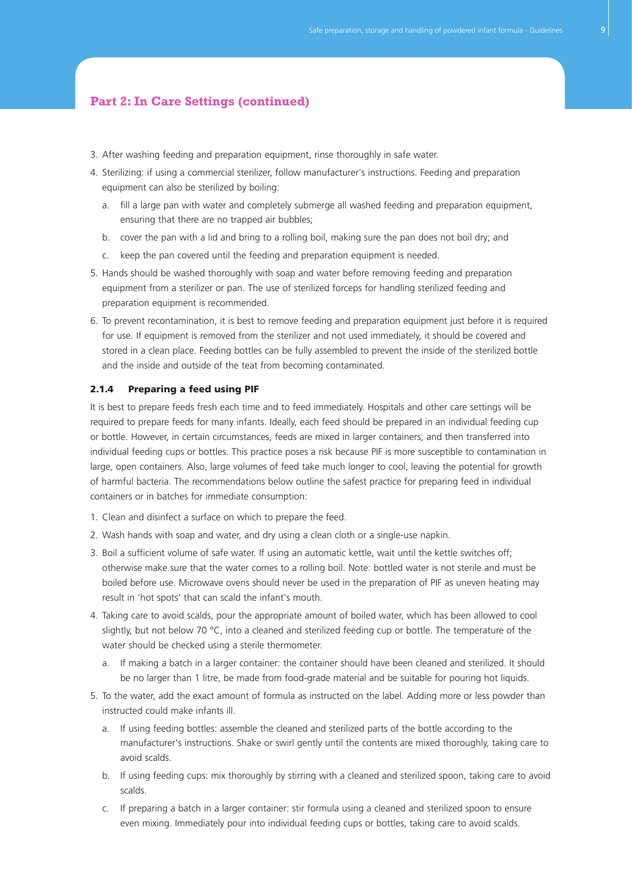## Part 2: In Care Settings (continued)

3. After washing feeding and preparation equipment, rinse thoroughly in safe water.
4. Sterilizing: if using a commercial sterilizer, follow manufacturer's instructions. Feeding and preparation equipment can also be sterilized by boiling:
   a. fill a large pan with water and completely submerge all washed feeding and preparation equipment, ensuring that there are no trapped air bubbles;
   b. cover the pan with a lid and bring to a rolling boil, making sure the pan does not boil dry; and
   c. keep the pan covered until the feeding and preparation equipment is needed.
5. Hands should be washed thoroughly with soap and water before removing feeding and preparation equipment from a sterilizer or pan. The use of sterilized forceps for handling sterilized feeding and preparation equipment is recommended.
6. To prevent recontamination, it is best to remove feeding and preparation equipment just before it is required for use. If equipment is removed from the sterilizer and not used immediately, it should be covered and stored in a clean place. Feeding bottles can be fully assembled to prevent the inside of the sterilized bottle and the inside and outside of the teat from becoming contaminated.

#### 2.1.4 Preparing a feed using PIF

It is best to prepare feeds fresh each time and to feed immediately. Hospitals and other care settings will be required to prepare feeds for many infants. Ideally, each feed should be prepared in an individual feeding cup or bottle. However, in certain circumstances, feeds are mixed in larger containers, and then transferred into individual feeding cups or bottles. This practice poses a risk because PIF is more susceptible to contamination in large, open containers. Also, large volumes of feed take much longer to cool, leaving the potential for growth of harmful bacteria. The recommendations below outline the safest practice for preparing feed in individual containers or in batches for immediate consumption:

1. Clean and disinfect a surface on which to prepare the feed.
2. Wash hands with soap and water, and dry using a clean cloth or a single-use napkin.
3. Boil a sufficient volume of safe water. If using an automatic kettle, wait until the kettle switches off; otherwise make sure that the water comes to a rolling boil. Note: bottled water is not sterile and must be boiled before use. Microwave ovens should never be used in the preparation of PIF as uneven heating may result in 'hot spots' that can scald the infant's mouth.
4. Taking care to avoid scalds, pour the appropriate amount of boiled water, which has been allowed to cool slightly, but not below 70 °C, into a cleaned and sterilized feeding cup or bottle. The temperature of the water should be checked using a sterile thermometer.
   a. If making a batch in a larger container: the container should have been cleaned and sterilized. It should be no larger than 1 litre, be made from food-grade material and be suitable for pouring hot liquids.
5. To the water, add the exact amount of formula as instructed on the label. Adding more or less powder than instructed could make infants ill.
   a. If using feeding bottles: assemble the cleaned and sterilized parts of the bottle according to the manufacturer's instructions. Shake or swirl gently until the contents are mixed thoroughly, taking care to avoid scalds.
   b. If using feeding cups: mix thoroughly by stirring with a cleaned and sterilized spoon, taking care to avoid scalds.
   c. If preparing a batch in a larger container: stir formula using a cleaned and sterilized spoon to ensure even mixing. Immediately pour into individual feeding cups or bottles, taking care to avoid scalds.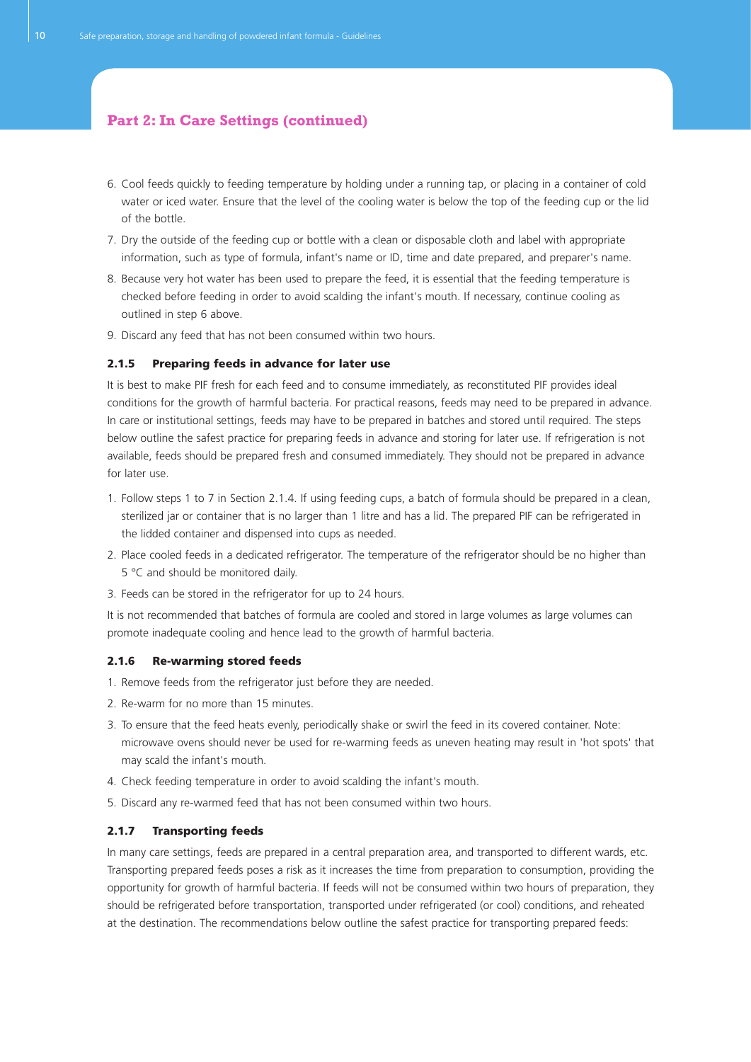## Part 2: In Care Settings (continued)

6. Cool feeds quickly to feeding temperature by holding under a running tap, or placing in a container of cold water or iced water. Ensure that the level of the cooling water is below the top of the feeding cup or the lid of the bottle.
7. Dry the outside of the feeding cup or bottle with a clean or disposable cloth and label with appropriate information, such as type of formula, infant's name or ID, time and date prepared, and preparer's name.
8. Because very hot water has been used to prepare the feed, it is essential that the feeding temperature is checked before feeding in order to avoid scalding the infant's mouth. If necessary, continue cooling as outlined in step 6 above.
9. Discard any feed that has not been consumed within two hours.

### 2.1.5 Preparing feeds in advance for later use

It is best to make PIF fresh for each feed and to consume immediately, as reconstituted PIF provides ideal conditions for the growth of harmful bacteria. For practical reasons, feeds may need to be prepared in advance. In care or institutional settings, feeds may have to be prepared in batches and stored until required. The steps below outline the safest practice for preparing feeds in advance and storing for later use. If refrigeration is not available, feeds should be prepared fresh and consumed immediately. They should not be prepared in advance for later use.

1. Follow steps 1 to 7 in Section 2.1.4. If using feeding cups, a batch of formula should be prepared in a clean, sterilized jar or container that is no larger than 1 litre and has a lid. The prepared PIF can be refrigerated in the lidded container and dispensed into cups as needed.
2. Place cooled feeds in a dedicated refrigerator. The temperature of the refrigerator should be no higher than 5 °C and should be monitored daily.
3. Feeds can be stored in the refrigerator for up to 24 hours.

It is not recommended that batches of formula are cooled and stored in large volumes as large volumes can promote inadequate cooling and hence lead to the growth of harmful bacteria.

### 2.1.6 Re-warming stored feeds

1. Remove feeds from the refrigerator just before they are needed.
2. Re-warm for no more than 15 minutes.
3. To ensure that the feed heats evenly, periodically shake or swirl the feed in its covered container. Note: microwave ovens should never be used for re-warming feeds as uneven heating may result in 'hot spots' that may scald the infant's mouth.
4. Check feeding temperature in order to avoid scalding the infant's mouth.
5. Discard any re-warmed feed that has not been consumed within two hours.

### 2.1.7 Transporting feeds

In many care settings, feeds are prepared in a central preparation area, and transported to different wards, etc. Transporting prepared feeds poses a risk as it increases the time from preparation to consumption, providing the opportunity for growth of harmful bacteria. If feeds will not be consumed within two hours of preparation, they should be refrigerated before transportation, transported under refrigerated (or cool) conditions, and reheated at the destination. The recommendations below outline the safest practice for transporting prepared feeds: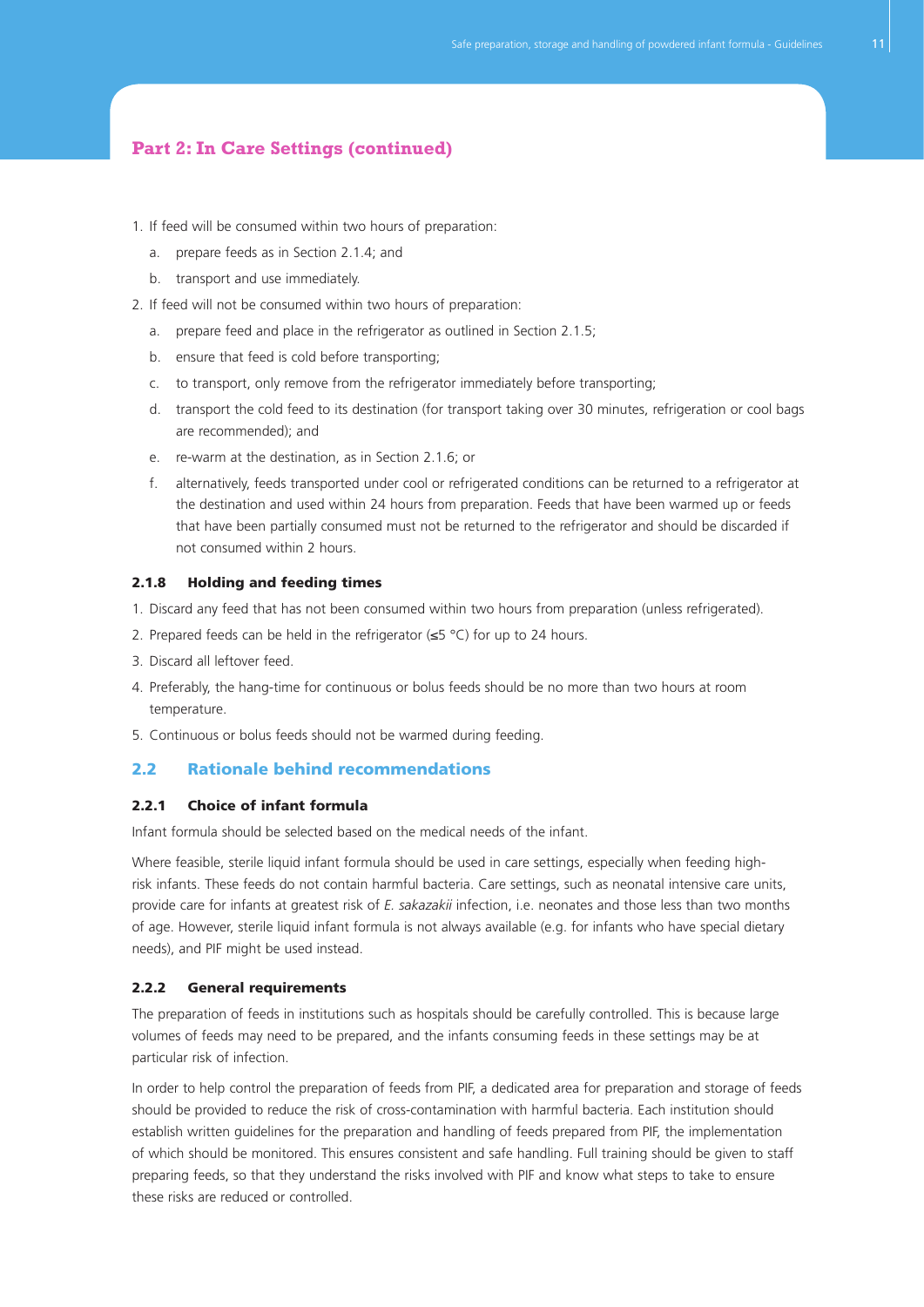## Part 2: In Care Settings (continued)

1. If feed will be consumed within two hours of preparation:
   a. prepare feeds as in Section 2.1.4; and
   b. transport and use immediately.
2. If feed will not be consumed within two hours of preparation:
   a. prepare feed and place in the refrigerator as outlined in Section 2.1.5;
   b. ensure that feed is cold before transporting;
   c. to transport, only remove from the refrigerator immediately before transporting;
   d. transport the cold feed to its destination (for transport taking over 30 minutes, refrigeration or cool bags are recommended); and
   e. re-warm at the destination, as in Section 2.1.6; or
   f. alternatively, feeds transported under cool or refrigerated conditions can be returned to a refrigerator at the destination and used within 24 hours from preparation. Feeds that have been warmed up or feeds that have been partially consumed must not be returned to the refrigerator and should be discarded if not consumed within 2 hours.

#### 2.1.8 Holding and feeding times

1. Discard any feed that has not been consumed within two hours from preparation (unless refrigerated).
2. Prepared feeds can be held in the refrigerator (≤5 °C) for up to 24 hours.
3. Discard all leftover feed.
4. Preferably, the hang-time for continuous or bolus feeds should be no more than two hours at room temperature.
5. Continuous or bolus feeds should not be warmed during feeding.

### 2.2 Rationale behind recommendations

#### 2.2.1 Choice of infant formula

Infant formula should be selected based on the medical needs of the infant.

Where feasible, sterile liquid infant formula should be used in care settings, especially when feeding high-risk infants. These feeds do not contain harmful bacteria. Care settings, such as neonatal intensive care units, provide care for infants at greatest risk of *E. sakazakii* infection, i.e. neonates and those less than two months of age. However, sterile liquid infant formula is not always available (e.g. for infants who have special dietary needs), and PIF might be used instead.

#### 2.2.2 General requirements

The preparation of feeds in institutions such as hospitals should be carefully controlled. This is because large volumes of feeds may need to be prepared, and the infants consuming feeds in these settings may be at particular risk of infection.

In order to help control the preparation of feeds from PIF, a dedicated area for preparation and storage of feeds should be provided to reduce the risk of cross-contamination with harmful bacteria. Each institution should establish written guidelines for the preparation and handling of feeds prepared from PIF, the implementation of which should be monitored. This ensures consistent and safe handling. Full training should be given to staff preparing feeds, so that they understand the risks involved with PIF and know what steps to take to ensure these risks are reduced or controlled.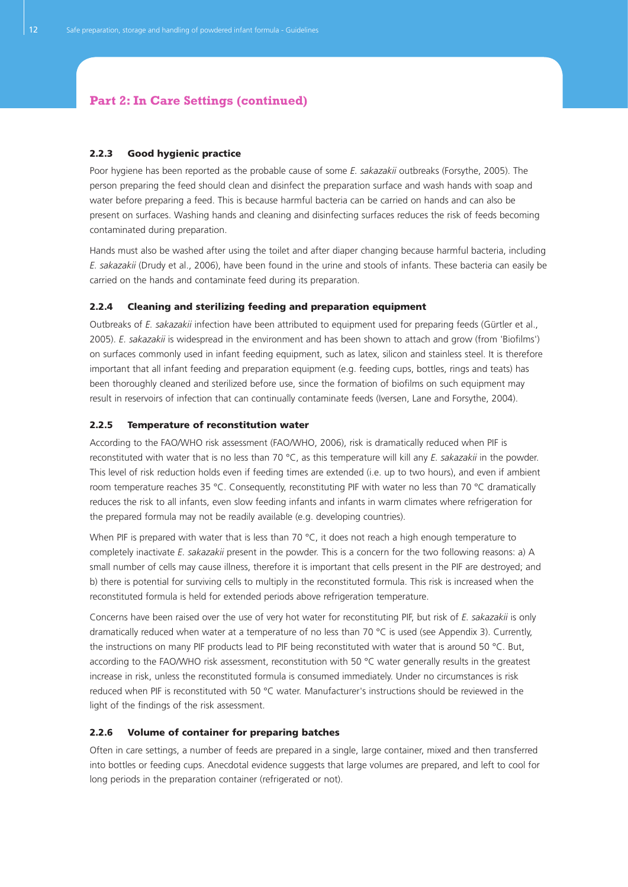## Part 2: In Care Settings (continued)

### 2.2.3 Good hygienic practice

Poor hygiene has been reported as the probable cause of some *E. sakazakii* outbreaks (Forsythe, 2005). The person preparing the feed should clean and disinfect the preparation surface and wash hands with soap and water before preparing a feed. This is because harmful bacteria can be carried on hands and can also be present on surfaces. Washing hands and cleaning and disinfecting surfaces reduces the risk of feeds becoming contaminated during preparation.

Hands must also be washed after using the toilet and after diaper changing because harmful bacteria, including *E. sakazakii* (Drudy et al., 2006), have been found in the urine and stools of infants. These bacteria can easily be carried on the hands and contaminate feed during its preparation.

### 2.2.4 Cleaning and sterilizing feeding and preparation equipment

Outbreaks of *E. sakazakii* infection have been attributed to equipment used for preparing feeds (Gürtler et al., 2005). *E. sakazakii* is widespread in the environment and has been shown to attach and grow (from 'Biofilms') on surfaces commonly used in infant feeding equipment, such as latex, silicon and stainless steel. It is therefore important that all infant feeding and preparation equipment (e.g. feeding cups, bottles, rings and teats) has been thoroughly cleaned and sterilized before use, since the formation of biofilms on such equipment may result in reservoirs of infection that can continually contaminate feeds (Iversen, Lane and Forsythe, 2004).

### 2.2.5 Temperature of reconstitution water

According to the FAO/WHO risk assessment (FAO/WHO, 2006), risk is dramatically reduced when PIF is reconstituted with water that is no less than 70 °C, as this temperature will kill any *E. sakazakii* in the powder. This level of risk reduction holds even if feeding times are extended (i.e. up to two hours), and even if ambient room temperature reaches 35 °C. Consequently, reconstituting PIF with water no less than 70 °C dramatically reduces the risk to all infants, even slow feeding infants and infants in warm climates where refrigeration for the prepared formula may not be readily available (e.g. developing countries).

When PIF is prepared with water that is less than 70 °C, it does not reach a high enough temperature to completely inactivate *E. sakazakii* present in the powder. This is a concern for the two following reasons: a) A small number of cells may cause illness, therefore it is important that cells present in the PIF are destroyed; and b) there is potential for surviving cells to multiply in the reconstituted formula. This risk is increased when the reconstituted formula is held for extended periods above refrigeration temperature.

Concerns have been raised over the use of very hot water for reconstituting PIF, but risk of *E. sakazakii* is only dramatically reduced when water at a temperature of no less than 70 °C is used (see Appendix 3). Currently, the instructions on many PIF products lead to PIF being reconstituted with water that is around 50 °C. But, according to the FAO/WHO risk assessment, reconstitution with 50 °C water generally results in the greatest increase in risk, unless the reconstituted formula is consumed immediately. Under no circumstances is risk reduced when PIF is reconstituted with 50 °C water. Manufacturer's instructions should be reviewed in the light of the findings of the risk assessment.

### 2.2.6 Volume of container for preparing batches

Often in care settings, a number of feeds are prepared in a single, large container, mixed and then transferred into bottles or feeding cups. Anecdotal evidence suggests that large volumes are prepared, and left to cool for long periods in the preparation container (refrigerated or not).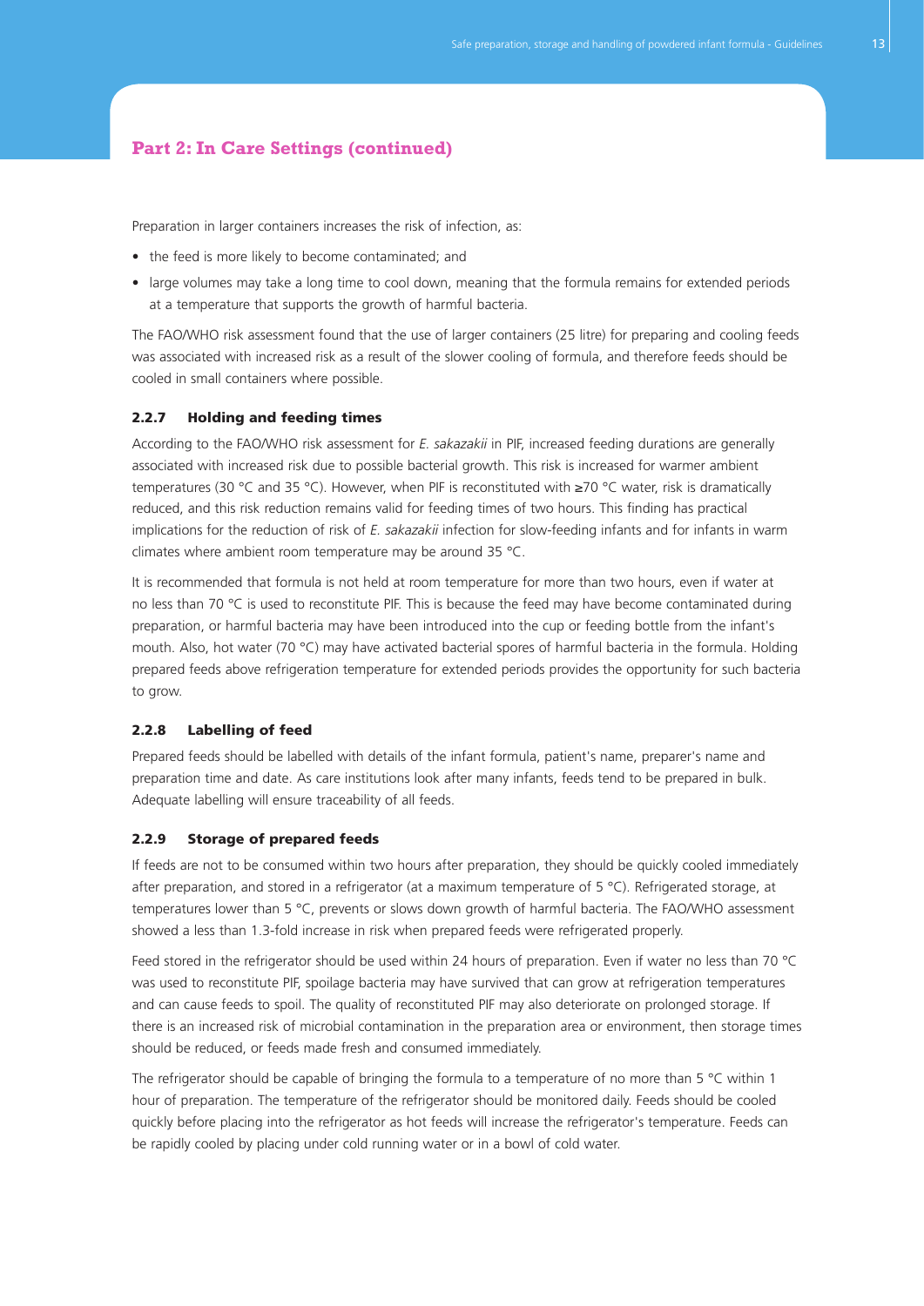## Part 2: In Care Settings (continued)

Preparation in larger containers increases the risk of infection, as:

- the feed is more likely to become contaminated; and
- large volumes may take a long time to cool down, meaning that the formula remains for extended periods at a temperature that supports the growth of harmful bacteria.

The FAO/WHO risk assessment found that the use of larger containers (25 litre) for preparing and cooling feeds was associated with increased risk as a result of the slower cooling of formula, and therefore feeds should be cooled in small containers where possible.

### 2.2.7 Holding and feeding times

According to the FAO/WHO risk assessment for *E. sakazakii* in PIF, increased feeding durations are generally associated with increased risk due to possible bacterial growth. This risk is increased for warmer ambient temperatures (30 °C and 35 °C). However, when PIF is reconstituted with ≥70 °C water, risk is dramatically reduced, and this risk reduction remains valid for feeding times of two hours. This finding has practical implications for the reduction of risk of *E. sakazakii* infection for slow-feeding infants and for infants in warm climates where ambient room temperature may be around 35 °C.

It is recommended that formula is not held at room temperature for more than two hours, even if water at no less than 70 °C is used to reconstitute PIF. This is because the feed may have become contaminated during preparation, or harmful bacteria may have been introduced into the cup or feeding bottle from the infant's mouth. Also, hot water (70 °C) may have activated bacterial spores of harmful bacteria in the formula. Holding prepared feeds above refrigeration temperature for extended periods provides the opportunity for such bacteria to grow.

### 2.2.8 Labelling of feed

Prepared feeds should be labelled with details of the infant formula, patient's name, preparer's name and preparation time and date. As care institutions look after many infants, feeds tend to be prepared in bulk. Adequate labelling will ensure traceability of all feeds.

### 2.2.9 Storage of prepared feeds

If feeds are not to be consumed within two hours after preparation, they should be quickly cooled immediately after preparation, and stored in a refrigerator (at a maximum temperature of 5 °C). Refrigerated storage, at temperatures lower than 5 °C, prevents or slows down growth of harmful bacteria. The FAO/WHO assessment showed a less than 1.3-fold increase in risk when prepared feeds were refrigerated properly.

Feed stored in the refrigerator should be used within 24 hours of preparation. Even if water no less than 70 °C was used to reconstitute PIF, spoilage bacteria may have survived that can grow at refrigeration temperatures and can cause feeds to spoil. The quality of reconstituted PIF may also deteriorate on prolonged storage. If there is an increased risk of microbial contamination in the preparation area or environment, then storage times should be reduced, or feeds made fresh and consumed immediately.

The refrigerator should be capable of bringing the formula to a temperature of no more than 5 °C within 1 hour of preparation. The temperature of the refrigerator should be monitored daily. Feeds should be cooled quickly before placing into the refrigerator as hot feeds will increase the refrigerator's temperature. Feeds can be rapidly cooled by placing under cold running water or in a bowl of cold water.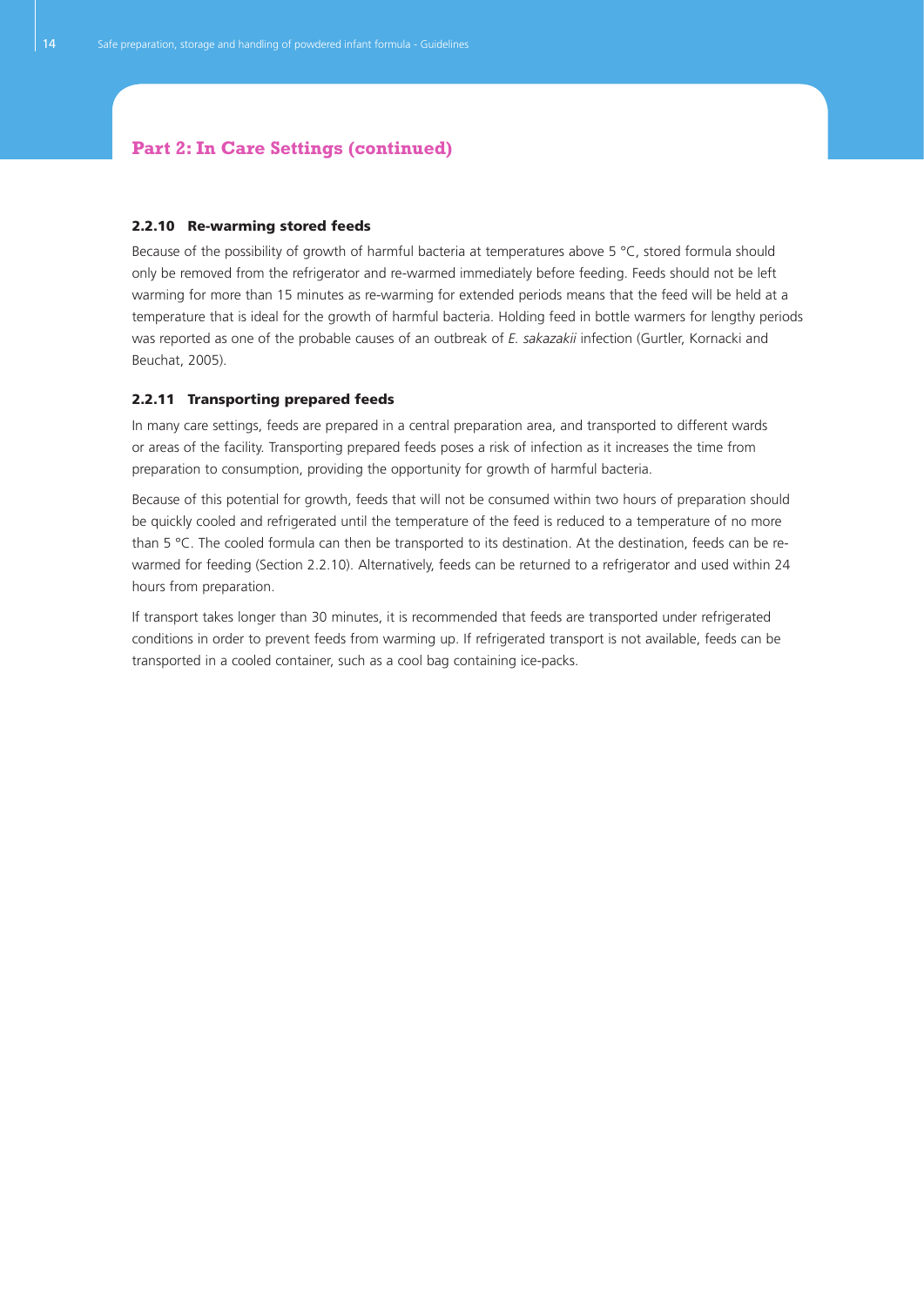## Part 2: In Care Settings (continued)

### 2.2.10 Re-warming stored feeds

Because of the possibility of growth of harmful bacteria at temperatures above 5 °C, stored formula should only be removed from the refrigerator and re-warmed immediately before feeding. Feeds should not be left warming for more than 15 minutes as re-warming for extended periods means that the feed will be held at a temperature that is ideal for the growth of harmful bacteria. Holding feed in bottle warmers for lengthy periods was reported as one of the probable causes of an outbreak of *E. sakazakii* infection (Gurtler, Kornacki and Beuchat, 2005).

### 2.2.11 Transporting prepared feeds

In many care settings, feeds are prepared in a central preparation area, and transported to different wards or areas of the facility. Transporting prepared feeds poses a risk of infection as it increases the time from preparation to consumption, providing the opportunity for growth of harmful bacteria.

Because of this potential for growth, feeds that will not be consumed within two hours of preparation should be quickly cooled and refrigerated until the temperature of the feed is reduced to a temperature of no more than 5 °C. The cooled formula can then be transported to its destination. At the destination, feeds can be re-warmed for feeding (Section 2.2.10). Alternatively, feeds can be returned to a refrigerator and used within 24 hours from preparation.

If transport takes longer than 30 minutes, it is recommended that feeds are transported under refrigerated conditions in order to prevent feeds from warming up. If refrigerated transport is not available, feeds can be transported in a cooled container, such as a cool bag containing ice-packs.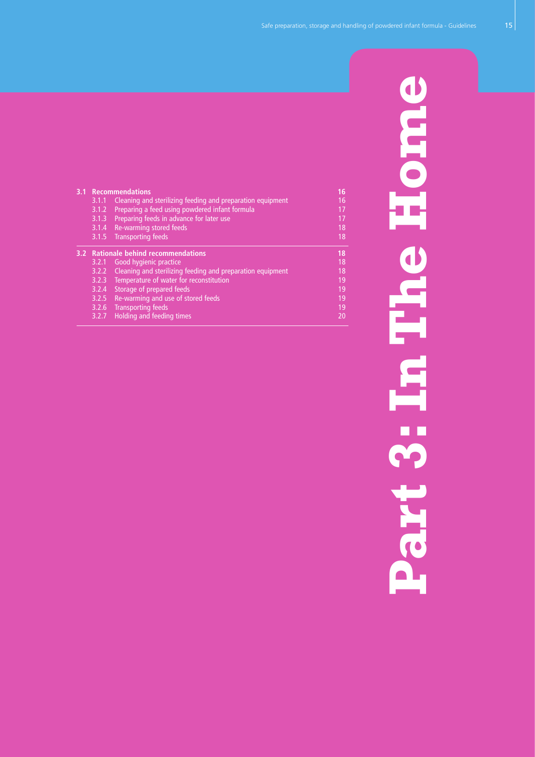# Part 3: In The Home

| | | | |
|---|---|---|---|
| **3.1** | **Recommendations** | | **16** |
| | 3.1.1 | Cleaning and sterilizing feeding and preparation equipment | 16 |
| | 3.1.2 | Preparing a feed using powdered infant formula | 17 |
| | 3.1.3 | Preparing feeds in advance for later use | 17 |
| | 3.1.4 | Re-warming stored feeds | 18 |
| | 3.1.5 | Transporting feeds | 18 |
| **3.2** | **Rationale behind recommendations** | | **18** |
| | 3.2.1 | Good hygienic practice | 18 |
| | 3.2.2 | Cleaning and sterilizing feeding and preparation equipment | 18 |
| | 3.2.3 | Temperature of water for reconstitution | 19 |
| | 3.2.4 | Storage of prepared feeds | 19 |
| | 3.2.5 | Re-warming and use of stored feeds | 19 |
| | 3.2.6 | Transporting feeds | 19 |
| | 3.2.7 | Holding and feeding times | 20 |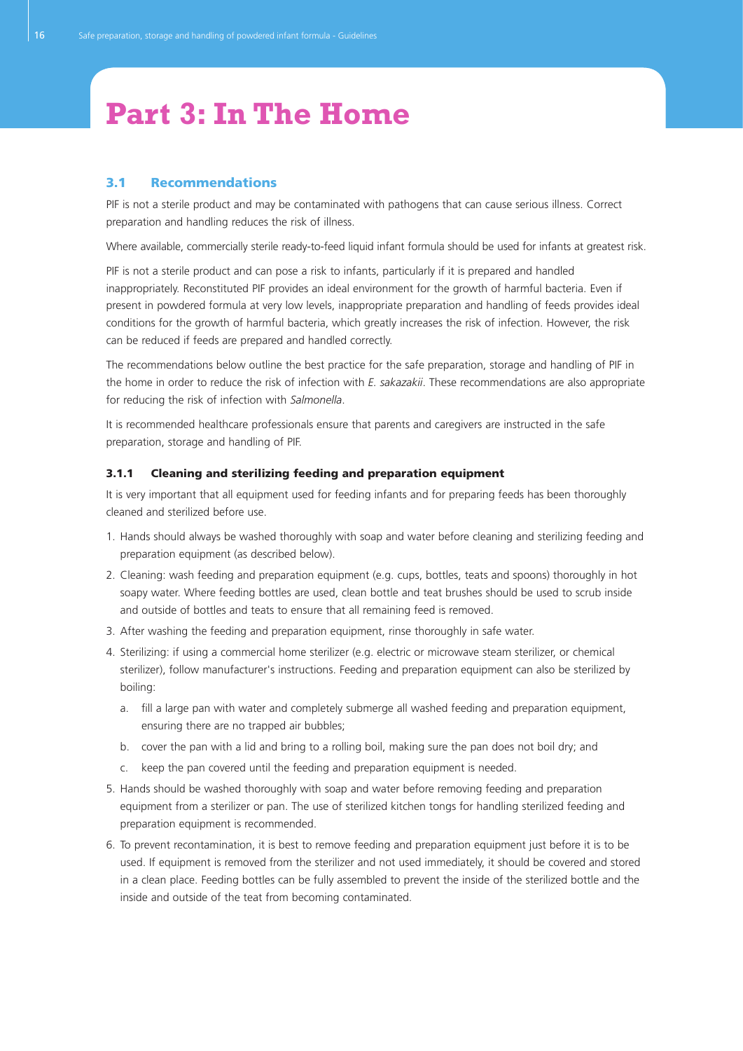# Part 3: In The Home

## 3.1 Recommendations

PIF is not a sterile product and may be contaminated with pathogens that can cause serious illness. Correct preparation and handling reduces the risk of illness.

Where available, commercially sterile ready-to-feed liquid infant formula should be used for infants at greatest risk.

PIF is not a sterile product and can pose a risk to infants, particularly if it is prepared and handled inappropriately. Reconstituted PIF provides an ideal environment for the growth of harmful bacteria. Even if present in powdered formula at very low levels, inappropriate preparation and handling of feeds provides ideal conditions for the growth of harmful bacteria, which greatly increases the risk of infection. However, the risk can be reduced if feeds are prepared and handled correctly.

The recommendations below outline the best practice for the safe preparation, storage and handling of PIF in the home in order to reduce the risk of infection with *E. sakazakii*. These recommendations are also appropriate for reducing the risk of infection with *Salmonella*.

It is recommended healthcare professionals ensure that parents and caregivers are instructed in the safe preparation, storage and handling of PIF.

### 3.1.1 Cleaning and sterilizing feeding and preparation equipment

It is very important that all equipment used for feeding infants and for preparing feeds has been thoroughly cleaned and sterilized before use.

1. Hands should always be washed thoroughly with soap and water before cleaning and sterilizing feeding and preparation equipment (as described below).
2. Cleaning: wash feeding and preparation equipment (e.g. cups, bottles, teats and spoons) thoroughly in hot soapy water. Where feeding bottles are used, clean bottle and teat brushes should be used to scrub inside and outside of bottles and teats to ensure that all remaining feed is removed.
3. After washing the feeding and preparation equipment, rinse thoroughly in safe water.
4. Sterilizing: if using a commercial home sterilizer (e.g. electric or microwave steam sterilizer, or chemical sterilizer), follow manufacturer's instructions. Feeding and preparation equipment can also be sterilized by boiling:
   a. fill a large pan with water and completely submerge all washed feeding and preparation equipment, ensuring there are no trapped air bubbles;
   b. cover the pan with a lid and bring to a rolling boil, making sure the pan does not boil dry; and
   c. keep the pan covered until the feeding and preparation equipment is needed.
5. Hands should be washed thoroughly with soap and water before removing feeding and preparation equipment from a sterilizer or pan. The use of sterilized kitchen tongs for handling sterilized feeding and preparation equipment is recommended.
6. To prevent recontamination, it is best to remove feeding and preparation equipment just before it is to be used. If equipment is removed from the sterilizer and not used immediately, it should be covered and stored in a clean place. Feeding bottles can be fully assembled to prevent the inside of the sterilized bottle and the inside and outside of the teat from becoming contaminated.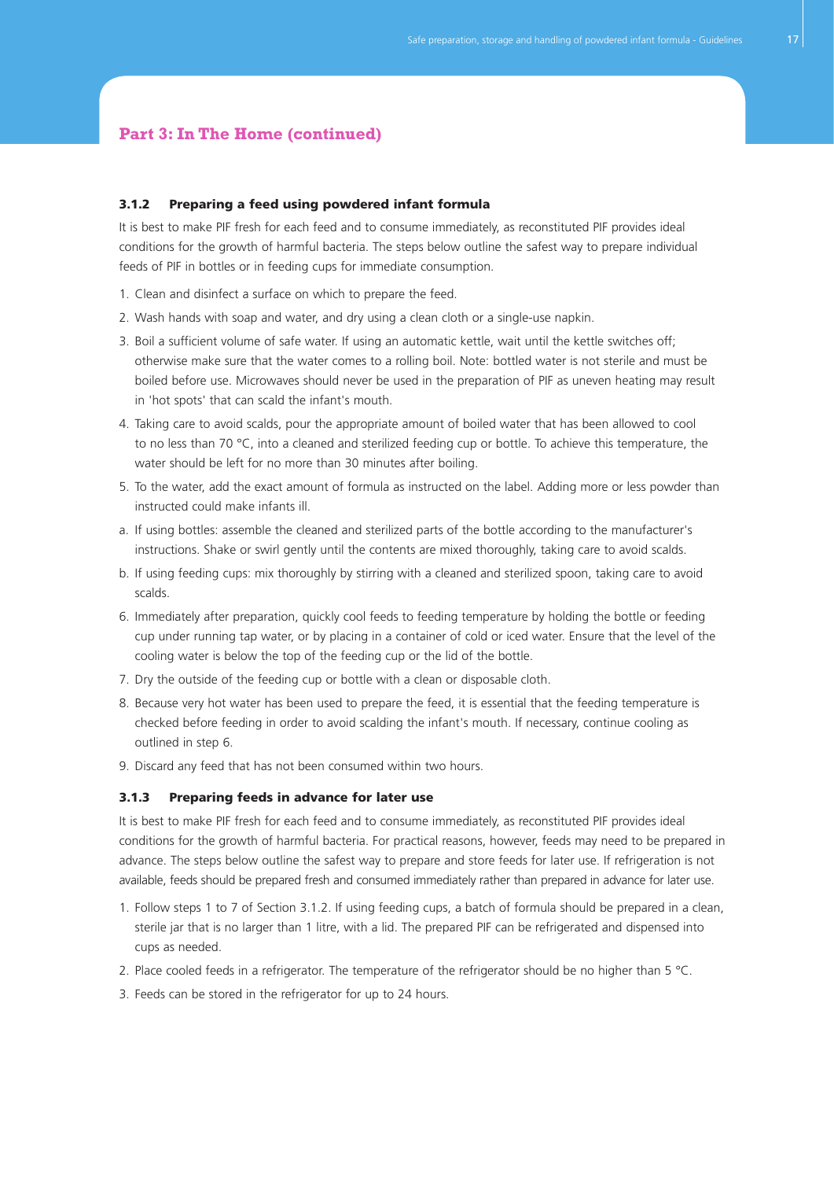## Part 3: In The Home (continued)

### 3.1.2 Preparing a feed using powdered infant formula

It is best to make PIF fresh for each feed and to consume immediately, as reconstituted PIF provides ideal conditions for the growth of harmful bacteria. The steps below outline the safest way to prepare individual feeds of PIF in bottles or in feeding cups for immediate consumption.

1. Clean and disinfect a surface on which to prepare the feed.
2. Wash hands with soap and water, and dry using a clean cloth or a single-use napkin.
3. Boil a sufficient volume of safe water. If using an automatic kettle, wait until the kettle switches off; otherwise make sure that the water comes to a rolling boil. Note: bottled water is not sterile and must be boiled before use. Microwaves should never be used in the preparation of PIF as uneven heating may result in 'hot spots' that can scald the infant's mouth.
4. Taking care to avoid scalds, pour the appropriate amount of boiled water that has been allowed to cool to no less than 70 °C, into a cleaned and sterilized feeding cup or bottle. To achieve this temperature, the water should be left for no more than 30 minutes after boiling.
5. To the water, add the exact amount of formula as instructed on the label. Adding more or less powder than instructed could make infants ill.

a. If using bottles: assemble the cleaned and sterilized parts of the bottle according to the manufacturer's instructions. Shake or swirl gently until the contents are mixed thoroughly, taking care to avoid scalds.

b. If using feeding cups: mix thoroughly by stirring with a cleaned and sterilized spoon, taking care to avoid scalds.

6. Immediately after preparation, quickly cool feeds to feeding temperature by holding the bottle or feeding cup under running tap water, or by placing in a container of cold or iced water. Ensure that the level of the cooling water is below the top of the feeding cup or the lid of the bottle.
7. Dry the outside of the feeding cup or bottle with a clean or disposable cloth.
8. Because very hot water has been used to prepare the feed, it is essential that the feeding temperature is checked before feeding in order to avoid scalding the infant's mouth. If necessary, continue cooling as outlined in step 6.
9. Discard any feed that has not been consumed within two hours.

### 3.1.3 Preparing feeds in advance for later use

It is best to make PIF fresh for each feed and to consume immediately, as reconstituted PIF provides ideal conditions for the growth of harmful bacteria. For practical reasons, however, feeds may need to be prepared in advance. The steps below outline the safest way to prepare and store feeds for later use. If refrigeration is not available, feeds should be prepared fresh and consumed immediately rather than prepared in advance for later use.

1. Follow steps 1 to 7 of Section 3.1.2. If using feeding cups, a batch of formula should be prepared in a clean, sterile jar that is no larger than 1 litre, with a lid. The prepared PIF can be refrigerated and dispensed into cups as needed.
2. Place cooled feeds in a refrigerator. The temperature of the refrigerator should be no higher than 5 °C.
3. Feeds can be stored in the refrigerator for up to 24 hours.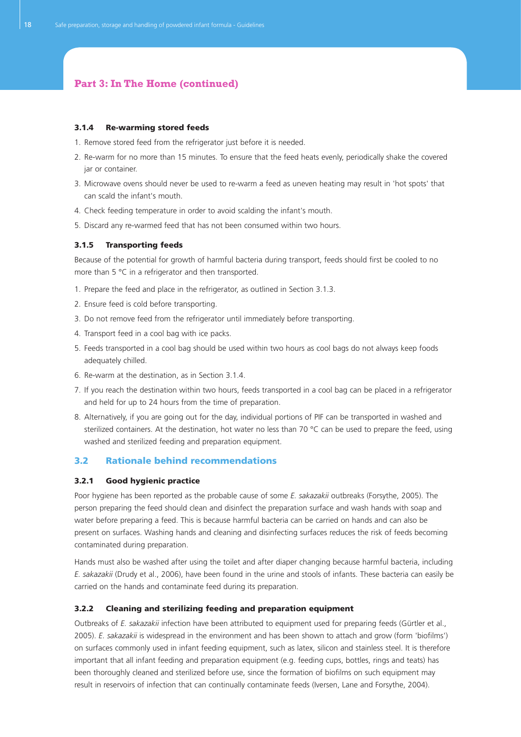## Part 3: In The Home (continued)

#### 3.1.4 Re-warming stored feeds

1. Remove stored feed from the refrigerator just before it is needed.
2. Re-warm for no more than 15 minutes. To ensure that the feed heats evenly, periodically shake the covered jar or container.
3. Microwave ovens should never be used to re-warm a feed as uneven heating may result in 'hot spots' that can scald the infant's mouth.
4. Check feeding temperature in order to avoid scalding the infant's mouth.
5. Discard any re-warmed feed that has not been consumed within two hours.

#### 3.1.5 Transporting feeds

Because of the potential for growth of harmful bacteria during transport, feeds should first be cooled to no more than 5 °C in a refrigerator and then transported.

1. Prepare the feed and place in the refrigerator, as outlined in Section 3.1.3.
2. Ensure feed is cold before transporting.
3. Do not remove feed from the refrigerator until immediately before transporting.
4. Transport feed in a cool bag with ice packs.
5. Feeds transported in a cool bag should be used within two hours as cool bags do not always keep foods adequately chilled.
6. Re-warm at the destination, as in Section 3.1.4.
7. If you reach the destination within two hours, feeds transported in a cool bag can be placed in a refrigerator and held for up to 24 hours from the time of preparation.
8. Alternatively, if you are going out for the day, individual portions of PIF can be transported in washed and sterilized containers. At the destination, hot water no less than 70 °C can be used to prepare the feed, using washed and sterilized feeding and preparation equipment.

### 3.2 Rationale behind recommendations

#### 3.2.1 Good hygienic practice

Poor hygiene has been reported as the probable cause of some *E. sakazakii* outbreaks (Forsythe, 2005). The person preparing the feed should clean and disinfect the preparation surface and wash hands with soap and water before preparing a feed. This is because harmful bacteria can be carried on hands and can also be present on surfaces. Washing hands and cleaning and disinfecting surfaces reduces the risk of feeds becoming contaminated during preparation.

Hands must also be washed after using the toilet and after diaper changing because harmful bacteria, including *E. sakazakii* (Drudy et al., 2006), have been found in the urine and stools of infants. These bacteria can easily be carried on the hands and contaminate feed during its preparation.

#### 3.2.2 Cleaning and sterilizing feeding and preparation equipment

Outbreaks of *E. sakazakii* infection have been attributed to equipment used for preparing feeds (Gürtler et al., 2005). *E. sakazakii* is widespread in the environment and has been shown to attach and grow (form 'biofilms') on surfaces commonly used in infant feeding equipment, such as latex, silicon and stainless steel. It is therefore important that all infant feeding and preparation equipment (e.g. feeding cups, bottles, rings and teats) has been thoroughly cleaned and sterilized before use, since the formation of biofilms on such equipment may result in reservoirs of infection that can continually contaminate feeds (Iversen, Lane and Forsythe, 2004).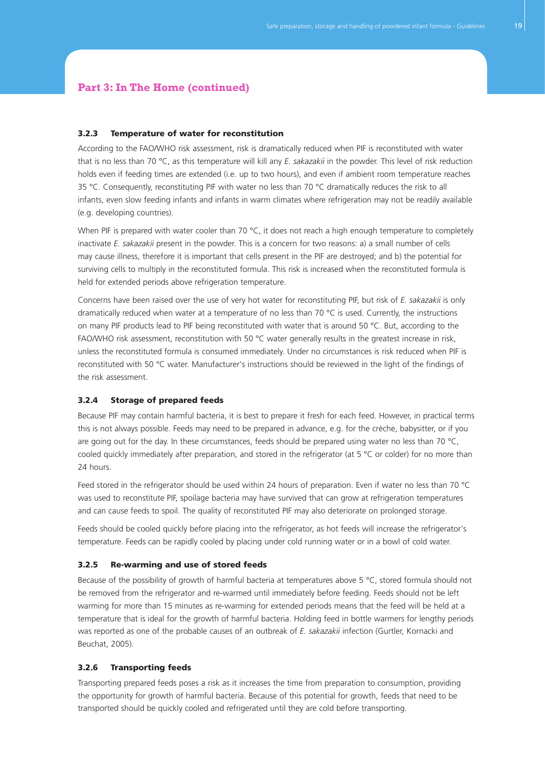## Part 3: In The Home (continued)

### 3.2.3 Temperature of water for reconstitution

According to the FAO/WHO risk assessment, risk is dramatically reduced when PIF is reconstituted with water that is no less than 70 °C, as this temperature will kill any *E. sakazakii* in the powder. This level of risk reduction holds even if feeding times are extended (i.e. up to two hours), and even if ambient room temperature reaches 35 °C. Consequently, reconstituting PIF with water no less than 70 °C dramatically reduces the risk to all infants, even slow feeding infants and infants in warm climates where refrigeration may not be readily available (e.g. developing countries).

When PIF is prepared with water cooler than 70 °C, it does not reach a high enough temperature to completely inactivate *E. sakazakii* present in the powder. This is a concern for two reasons: a) a small number of cells may cause illness, therefore it is important that cells present in the PIF are destroyed; and b) the potential for surviving cells to multiply in the reconstituted formula. This risk is increased when the reconstituted formula is held for extended periods above refrigeration temperature.

Concerns have been raised over the use of very hot water for reconstituting PIF, but risk of *E. sakazakii* is only dramatically reduced when water at a temperature of no less than 70 °C is used. Currently, the instructions on many PIF products lead to PIF being reconstituted with water that is around 50 °C. But, according to the FAO/WHO risk assessment, reconstitution with 50 °C water generally results in the greatest increase in risk, unless the reconstituted formula is consumed immediately. Under no circumstances is risk reduced when PIF is reconstituted with 50 °C water. Manufacturer's instructions should be reviewed in the light of the findings of the risk assessment.

### 3.2.4 Storage of prepared feeds

Because PIF may contain harmful bacteria, it is best to prepare it fresh for each feed. However, in practical terms this is not always possible. Feeds may need to be prepared in advance, e.g. for the crèche, babysitter, or if you are going out for the day. In these circumstances, feeds should be prepared using water no less than 70 °C, cooled quickly immediately after preparation, and stored in the refrigerator (at 5 °C or colder) for no more than 24 hours.

Feed stored in the refrigerator should be used within 24 hours of preparation. Even if water no less than 70 °C was used to reconstitute PIF, spoilage bacteria may have survived that can grow at refrigeration temperatures and can cause feeds to spoil. The quality of reconstituted PIF may also deteriorate on prolonged storage.

Feeds should be cooled quickly before placing into the refrigerator, as hot feeds will increase the refrigerator's temperature. Feeds can be rapidly cooled by placing under cold running water or in a bowl of cold water.

### 3.2.5 Re-warming and use of stored feeds

Because of the possibility of growth of harmful bacteria at temperatures above 5 °C, stored formula should not be removed from the refrigerator and re-warmed until immediately before feeding. Feeds should not be left warming for more than 15 minutes as re-warming for extended periods means that the feed will be held at a temperature that is ideal for the growth of harmful bacteria. Holding feed in bottle warmers for lengthy periods was reported as one of the probable causes of an outbreak of *E. sakazakii* infection (Gurtler, Kornacki and Beuchat, 2005).

### 3.2.6 Transporting feeds

Transporting prepared feeds poses a risk as it increases the time from preparation to consumption, providing the opportunity for growth of harmful bacteria. Because of this potential for growth, feeds that need to be transported should be quickly cooled and refrigerated until they are cold before transporting.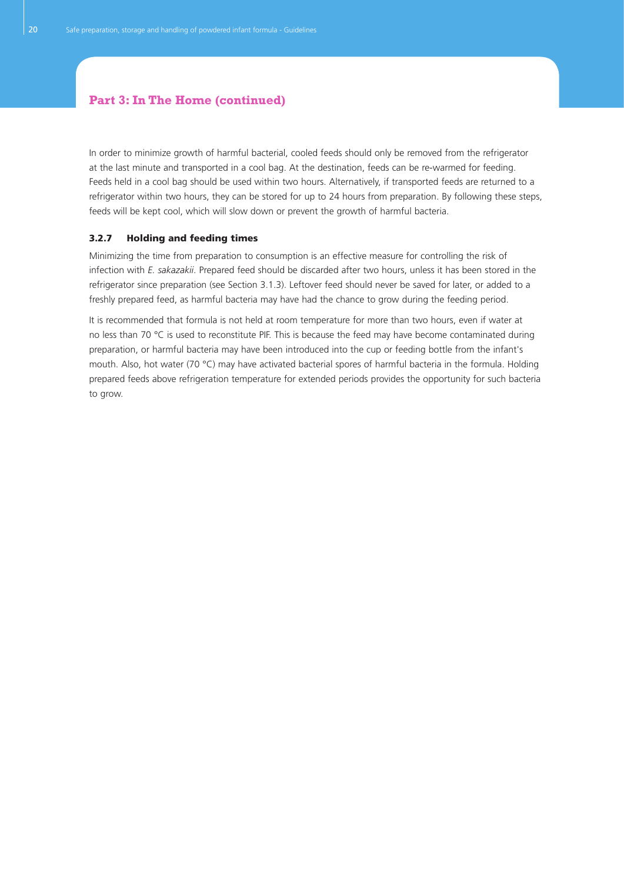## Part 3: In The Home (continued)

In order to minimize growth of harmful bacterial, cooled feeds should only be removed from the refrigerator at the last minute and transported in a cool bag. At the destination, feeds can be re-warmed for feeding. Feeds held in a cool bag should be used within two hours. Alternatively, if transported feeds are returned to a refrigerator within two hours, they can be stored for up to 24 hours from preparation. By following these steps, feeds will be kept cool, which will slow down or prevent the growth of harmful bacteria.

### 3.2.7 Holding and feeding times

Minimizing the time from preparation to consumption is an effective measure for controlling the risk of infection with *E. sakazakii*. Prepared feed should be discarded after two hours, unless it has been stored in the refrigerator since preparation (see Section 3.1.3). Leftover feed should never be saved for later, or added to a freshly prepared feed, as harmful bacteria may have had the chance to grow during the feeding period.

It is recommended that formula is not held at room temperature for more than two hours, even if water at no less than 70 °C is used to reconstitute PIF. This is because the feed may have become contaminated during preparation, or harmful bacteria may have been introduced into the cup or feeding bottle from the infant's mouth. Also, hot water (70 °C) may have activated bacterial spores of harmful bacteria in the formula. Holding prepared feeds above refrigeration temperature for extended periods provides the opportunity for such bacteria to grow.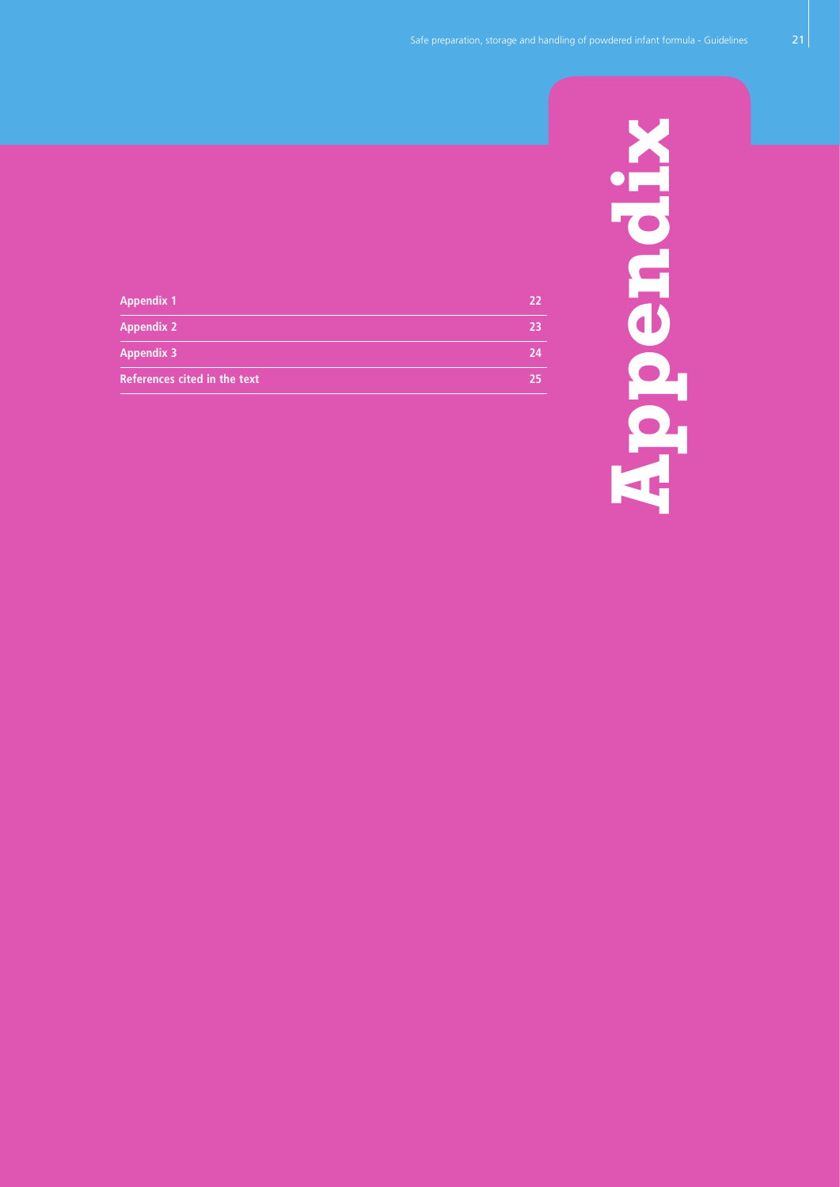# Appendix

| | |
|---|---|
| **Appendix 1** | 22 |
| **Appendix 2** | 23 |
| **Appendix 3** | 24 |
| **References cited in the text** | 25 |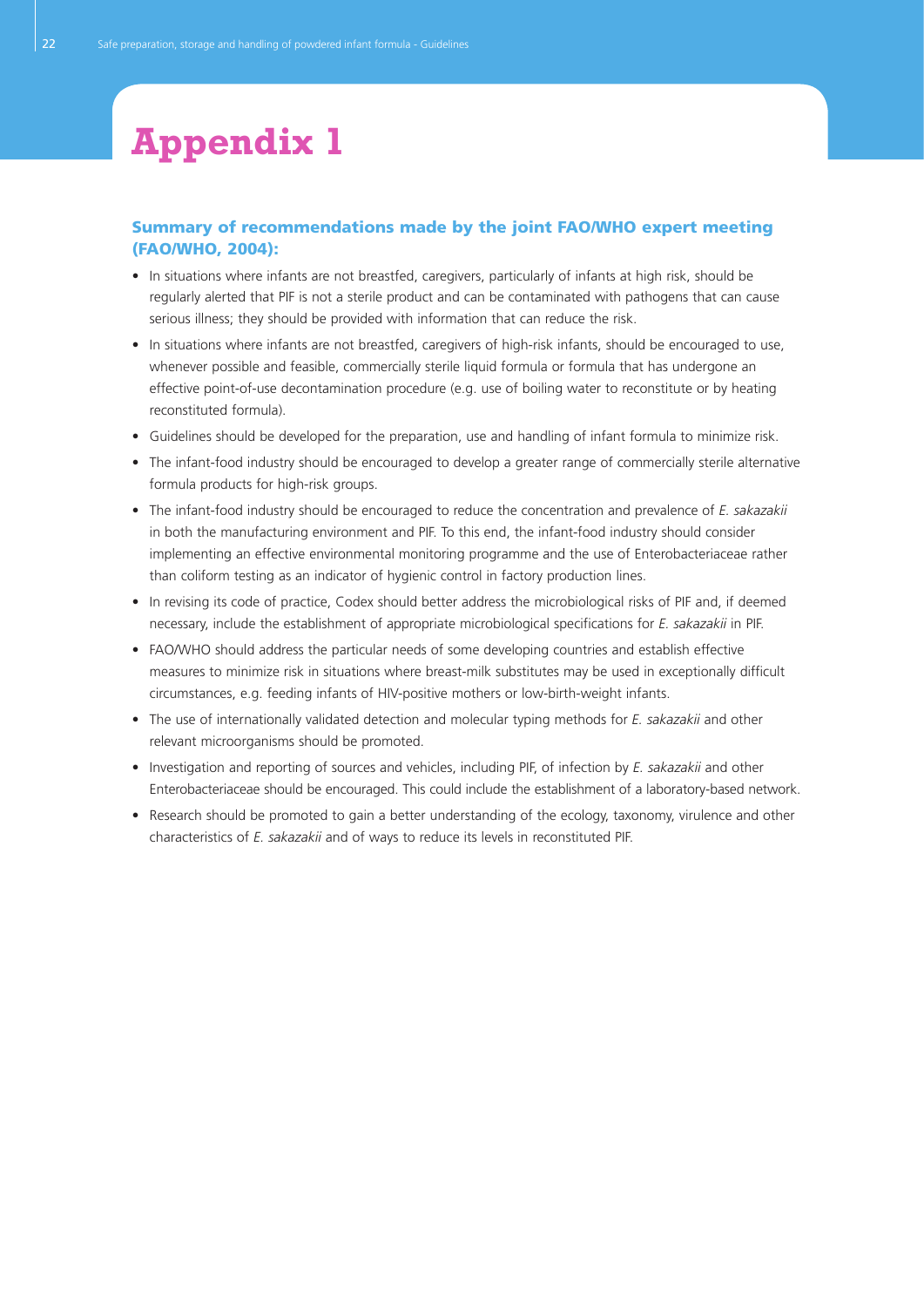# Appendix 1

### Summary of recommendations made by the joint FAO/WHO expert meeting (FAO/WHO, 2004):

- In situations where infants are not breastfed, caregivers, particularly of infants at high risk, should be regularly alerted that PIF is not a sterile product and can be contaminated with pathogens that can cause serious illness; they should be provided with information that can reduce the risk.
- In situations where infants are not breastfed, caregivers of high-risk infants, should be encouraged to use, whenever possible and feasible, commercially sterile liquid formula or formula that has undergone an effective point-of-use decontamination procedure (e.g. use of boiling water to reconstitute or by heating reconstituted formula).
- Guidelines should be developed for the preparation, use and handling of infant formula to minimize risk.
- The infant-food industry should be encouraged to develop a greater range of commercially sterile alternative formula products for high-risk groups.
- The infant-food industry should be encouraged to reduce the concentration and prevalence of *E. sakazakii* in both the manufacturing environment and PIF. To this end, the infant-food industry should consider implementing an effective environmental monitoring programme and the use of Enterobacteriaceae rather than coliform testing as an indicator of hygienic control in factory production lines.
- In revising its code of practice, Codex should better address the microbiological risks of PIF and, if deemed necessary, include the establishment of appropriate microbiological specifications for *E. sakazakii* in PIF.
- FAO/WHO should address the particular needs of some developing countries and establish effective measures to minimize risk in situations where breast-milk substitutes may be used in exceptionally difficult circumstances, e.g. feeding infants of HIV-positive mothers or low-birth-weight infants.
- The use of internationally validated detection and molecular typing methods for *E. sakazakii* and other relevant microorganisms should be promoted.
- Investigation and reporting of sources and vehicles, including PIF, of infection by *E. sakazakii* and other Enterobacteriaceae should be encouraged. This could include the establishment of a laboratory-based network.
- Research should be promoted to gain a better understanding of the ecology, taxonomy, virulence and other characteristics of *E. sakazakii* and of ways to reduce its levels in reconstituted PIF.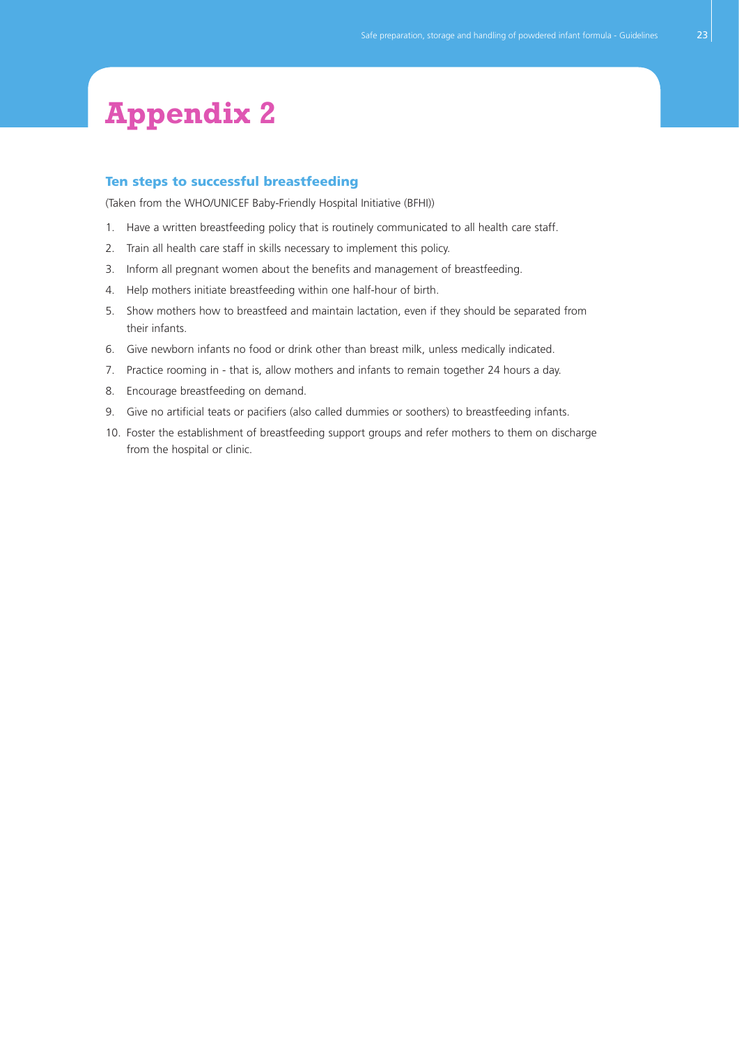# Appendix 2

## Ten steps to successful breastfeeding

(Taken from the WHO/UNICEF Baby-Friendly Hospital Initiative (BFHI))

1. Have a written breastfeeding policy that is routinely communicated to all health care staff.
2. Train all health care staff in skills necessary to implement this policy.
3. Inform all pregnant women about the benefits and management of breastfeeding.
4. Help mothers initiate breastfeeding within one half-hour of birth.
5. Show mothers how to breastfeed and maintain lactation, even if they should be separated from their infants.
6. Give newborn infants no food or drink other than breast milk, unless medically indicated.
7. Practice rooming in - that is, allow mothers and infants to remain together 24 hours a day.
8. Encourage breastfeeding on demand.
9. Give no artificial teats or pacifiers (also called dummies or soothers) to breastfeeding infants.
10. Foster the establishment of breastfeeding support groups and refer mothers to them on discharge from the hospital or clinic.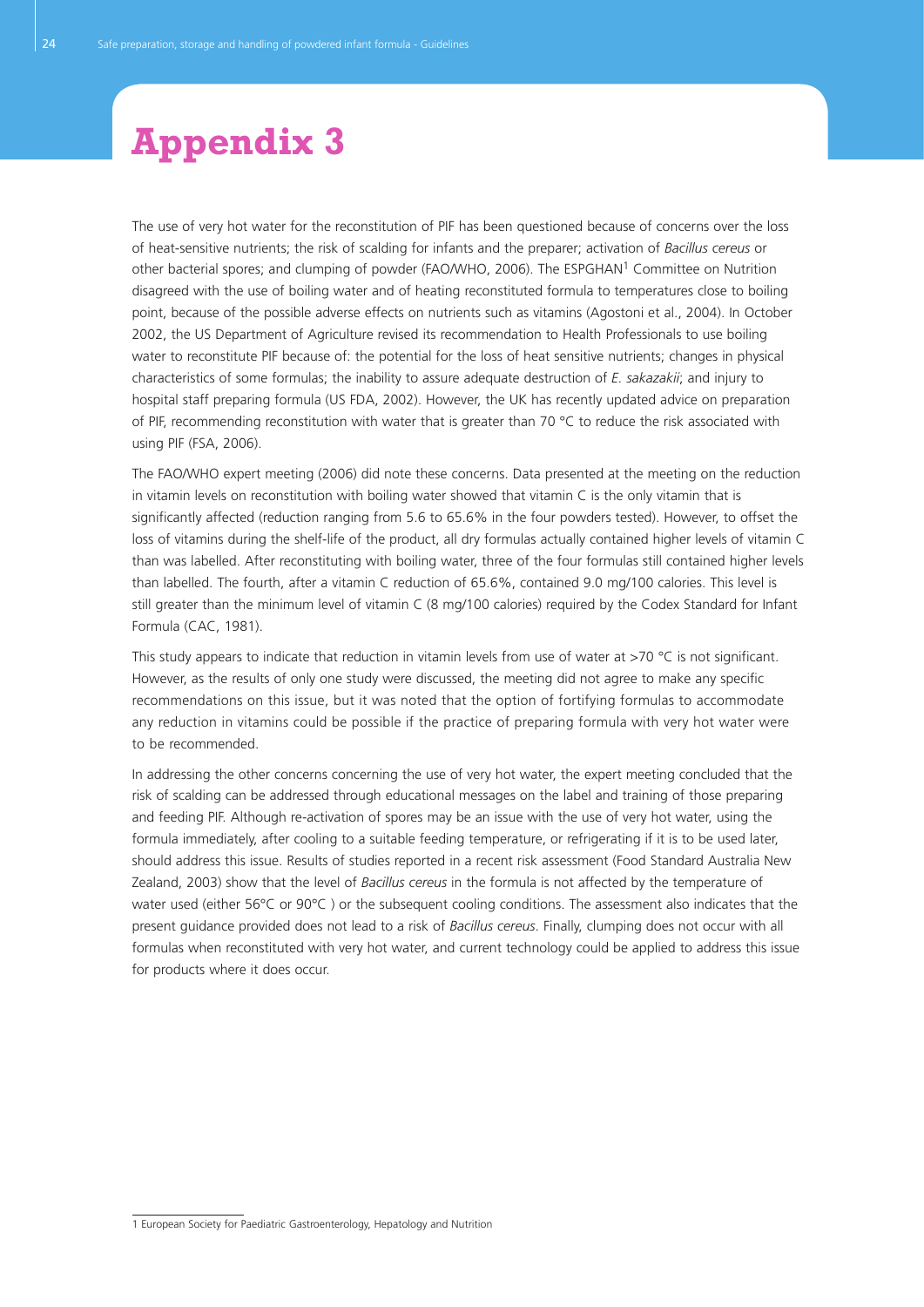# Appendix 3

The use of very hot water for the reconstitution of PIF has been questioned because of concerns over the loss of heat-sensitive nutrients; the risk of scalding for infants and the preparer; activation of *Bacillus cereus* or other bacterial spores; and clumping of powder (FAO/WHO, 2006). The ESPGHAN[1] Committee on Nutrition disagreed with the use of boiling water and of heating reconstituted formula to temperatures close to boiling point, because of the possible adverse effects on nutrients such as vitamins (Agostoni et al., 2004). In October 2002, the US Department of Agriculture revised its recommendation to Health Professionals to use boiling water to reconstitute PIF because of: the potential for the loss of heat sensitive nutrients; changes in physical characteristics of some formulas; the inability to assure adequate destruction of *E. sakazakii*; and injury to hospital staff preparing formula (US FDA, 2002). However, the UK has recently updated advice on preparation of PIF, recommending reconstitution with water that is greater than 70 °C to reduce the risk associated with using PIF (FSA, 2006).

The FAO/WHO expert meeting (2006) did note these concerns. Data presented at the meeting on the reduction in vitamin levels on reconstitution with boiling water showed that vitamin C is the only vitamin that is significantly affected (reduction ranging from 5.6 to 65.6% in the four powders tested). However, to offset the loss of vitamins during the shelf-life of the product, all dry formulas actually contained higher levels of vitamin C than was labelled. After reconstituting with boiling water, three of the four formulas still contained higher levels than labelled. The fourth, after a vitamin C reduction of 65.6%, contained 9.0 mg/100 calories. This level is still greater than the minimum level of vitamin C (8 mg/100 calories) required by the Codex Standard for Infant Formula (CAC, 1981).

This study appears to indicate that reduction in vitamin levels from use of water at >70 °C is not significant. However, as the results of only one study were discussed, the meeting did not agree to make any specific recommendations on this issue, but it was noted that the option of fortifying formulas to accommodate any reduction in vitamins could be possible if the practice of preparing formula with very hot water were to be recommended.

In addressing the other concerns concerning the use of very hot water, the expert meeting concluded that the risk of scalding can be addressed through educational messages on the label and training of those preparing and feeding PIF. Although re-activation of spores may be an issue with the use of very hot water, using the formula immediately, after cooling to a suitable feeding temperature, or refrigerating if it is to be used later, should address this issue. Results of studies reported in a recent risk assessment (Food Standard Australia New Zealand, 2003) show that the level of *Bacillus cereus* in the formula is not affected by the temperature of water used (either 56°C or 90°C ) or the subsequent cooling conditions. The assessment also indicates that the present guidance provided does not lead to a risk of *Bacillus cereus*. Finally, clumping does not occur with all formulas when reconstituted with very hot water, and current technology could be applied to address this issue for products where it does occur.

1 European Society for Paediatric Gastroenterology, Hepatology and Nutrition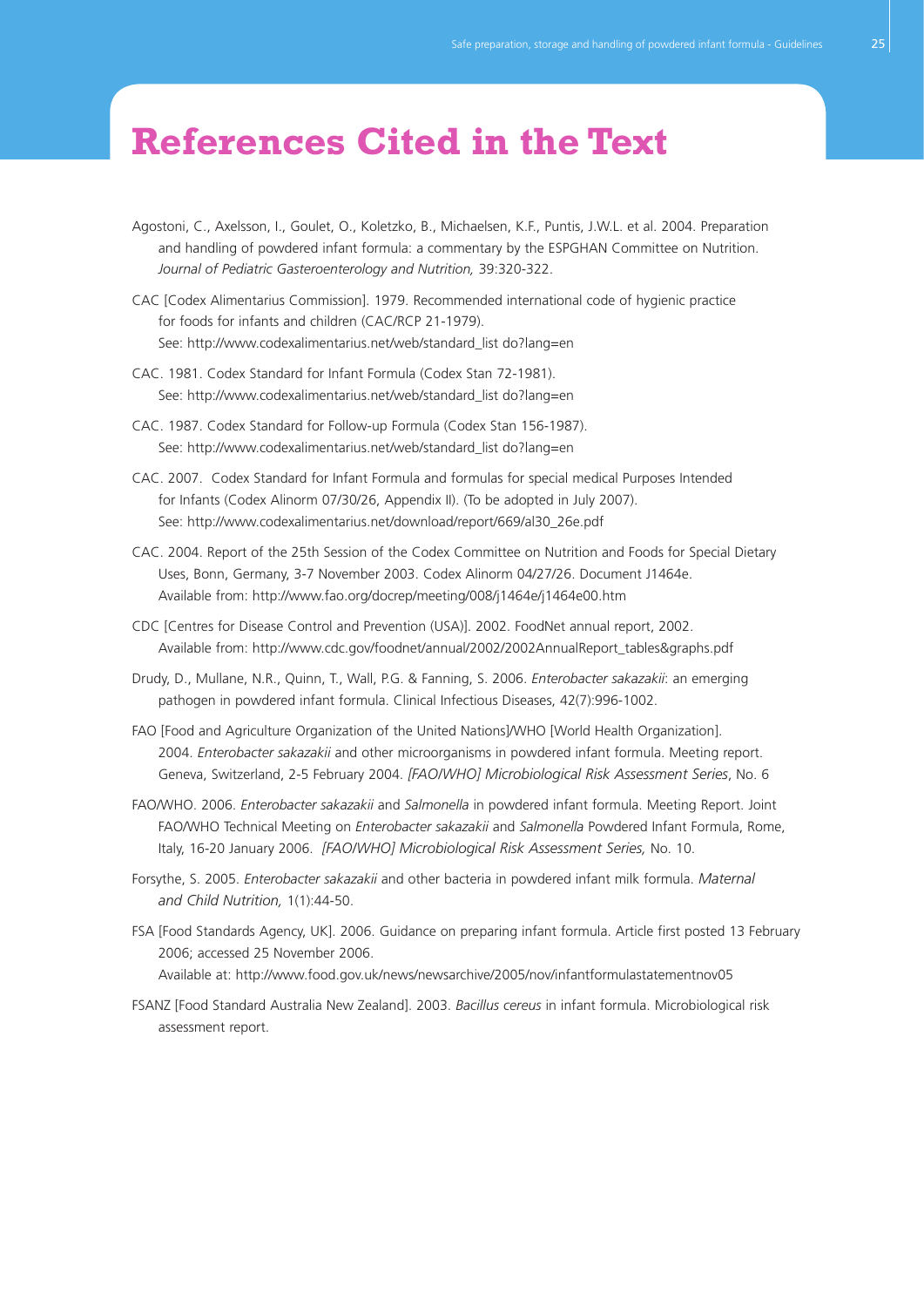# References Cited in the Text

Agostoni, C., Axelsson, I., Goulet, O., Koletzko, B., Michaelsen, K.F., Puntis, J.W.L. et al. 2004. Preparation and handling of powdered infant formula: a commentary by the ESPGHAN Committee on Nutrition. *Journal of Pediatric Gasteroenterology and Nutrition,* 39:320-322.

CAC [Codex Alimentarius Commission]. 1979. Recommended international code of hygienic practice for foods for infants and children (CAC/RCP 21-1979). See: http://www.codexalimentarius.net/web/standard_list do?lang=en

CAC. 1981. Codex Standard for Infant Formula (Codex Stan 72-1981). See: http://www.codexalimentarius.net/web/standard_list do?lang=en

CAC. 1987. Codex Standard for Follow-up Formula (Codex Stan 156-1987). See: http://www.codexalimentarius.net/web/standard_list do?lang=en

CAC. 2007. Codex Standard for Infant Formula and formulas for special medical Purposes Intended for Infants (Codex Alinorm 07/30/26, Appendix II). (To be adopted in July 2007). See: http://www.codexalimentarius.net/download/report/669/al30_26e.pdf

CAC. 2004. Report of the 25th Session of the Codex Committee on Nutrition and Foods for Special Dietary Uses, Bonn, Germany, 3-7 November 2003. Codex Alinorm 04/27/26. Document J1464e. Available from: http://www.fao.org/docrep/meeting/008/j1464e/j1464e00.htm

CDC [Centres for Disease Control and Prevention (USA)]. 2002. FoodNet annual report, 2002. Available from: http://www.cdc.gov/foodnet/annual/2002/2002AnnualReport_tables&graphs.pdf

Drudy, D., Mullane, N.R., Quinn, T., Wall, P.G. & Fanning, S. 2006. *Enterobacter sakazakii*: an emerging pathogen in powdered infant formula. Clinical Infectious Diseases, 42(7):996-1002.

FAO [Food and Agriculture Organization of the United Nations]/WHO [World Health Organization]. 2004. *Enterobacter sakazakii* and other microorganisms in powdered infant formula. Meeting report. Geneva, Switzerland, 2-5 February 2004. *[FAO/WHO] Microbiological Risk Assessment Series*, No. 6

FAO/WHO. 2006. *Enterobacter sakazakii* and *Salmonella* in powdered infant formula. Meeting Report. Joint FAO/WHO Technical Meeting on *Enterobacter sakazakii* and *Salmonella* Powdered Infant Formula, Rome, Italy, 16-20 January 2006. *[FAO/WHO] Microbiological Risk Assessment Series,* No. 10.

Forsythe, S. 2005. *Enterobacter sakazakii* and other bacteria in powdered infant milk formula. *Maternal and Child Nutrition,* 1(1):44-50.

FSA [Food Standards Agency, UK]. 2006. Guidance on preparing infant formula. Article first posted 13 February 2006; accessed 25 November 2006. Available at: http://www.food.gov.uk/news/newsarchive/2005/nov/infantformulastatementnov05

FSANZ [Food Standard Australia New Zealand]. 2003. *Bacillus cereus* in infant formula. Microbiological risk assessment report.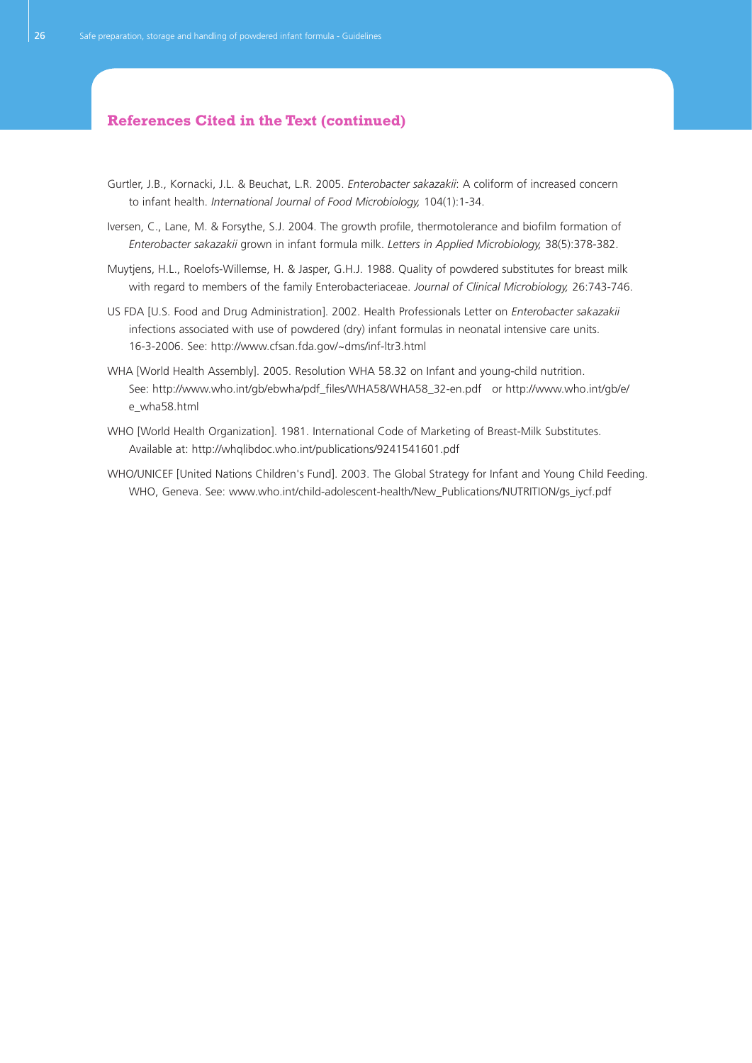## References Cited in the Text (continued)

Gurtler, J.B., Kornacki, J.L. & Beuchat, L.R. 2005. *Enterobacter sakazakii*: A coliform of increased concern to infant health. *International Journal of Food Microbiology,* 104(1):1-34.

Iversen, C., Lane, M. & Forsythe, S.J. 2004. The growth profile, thermotolerance and biofilm formation of *Enterobacter sakazakii* grown in infant formula milk. *Letters in Applied Microbiology,* 38(5):378-382.

Muytjens, H.L., Roelofs-Willemse, H. & Jasper, G.H.J. 1988. Quality of powdered substitutes for breast milk with regard to members of the family Enterobacteriaceae. *Journal of Clinical Microbiology,* 26:743-746.

US FDA [U.S. Food and Drug Administration]. 2002. Health Professionals Letter on *Enterobacter sakazakii* infections associated with use of powdered (dry) infant formulas in neonatal intensive care units. 16-3-2006. See: http://www.cfsan.fda.gov/~dms/inf-ltr3.html

WHA [World Health Assembly]. 2005. Resolution WHA 58.32 on Infant and young-child nutrition. See: http://www.who.int/gb/ebwha/pdf_files/WHA58/WHA58_32-en.pdf or http://www.who.int/gb/e/e_wha58.html

WHO [World Health Organization]. 1981. International Code of Marketing of Breast-Milk Substitutes. Available at: http://whqlibdoc.who.int/publications/9241541601.pdf

WHO/UNICEF [United Nations Children's Fund]. 2003. The Global Strategy for Infant and Young Child Feeding. WHO, Geneva. See: www.who.int/child-adolescent-health/New_Publications/NUTRITION/gs_iycf.pdf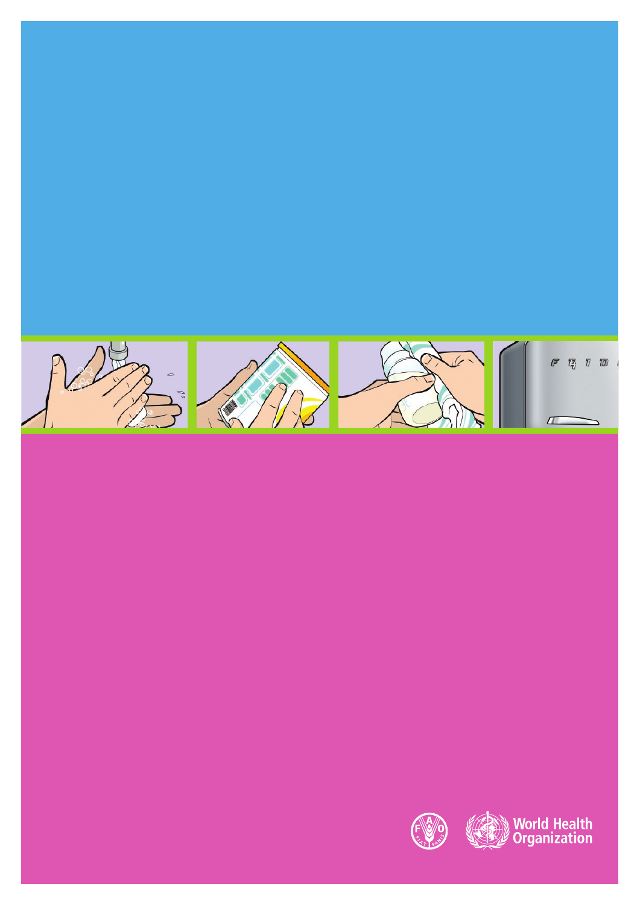World Health Organization